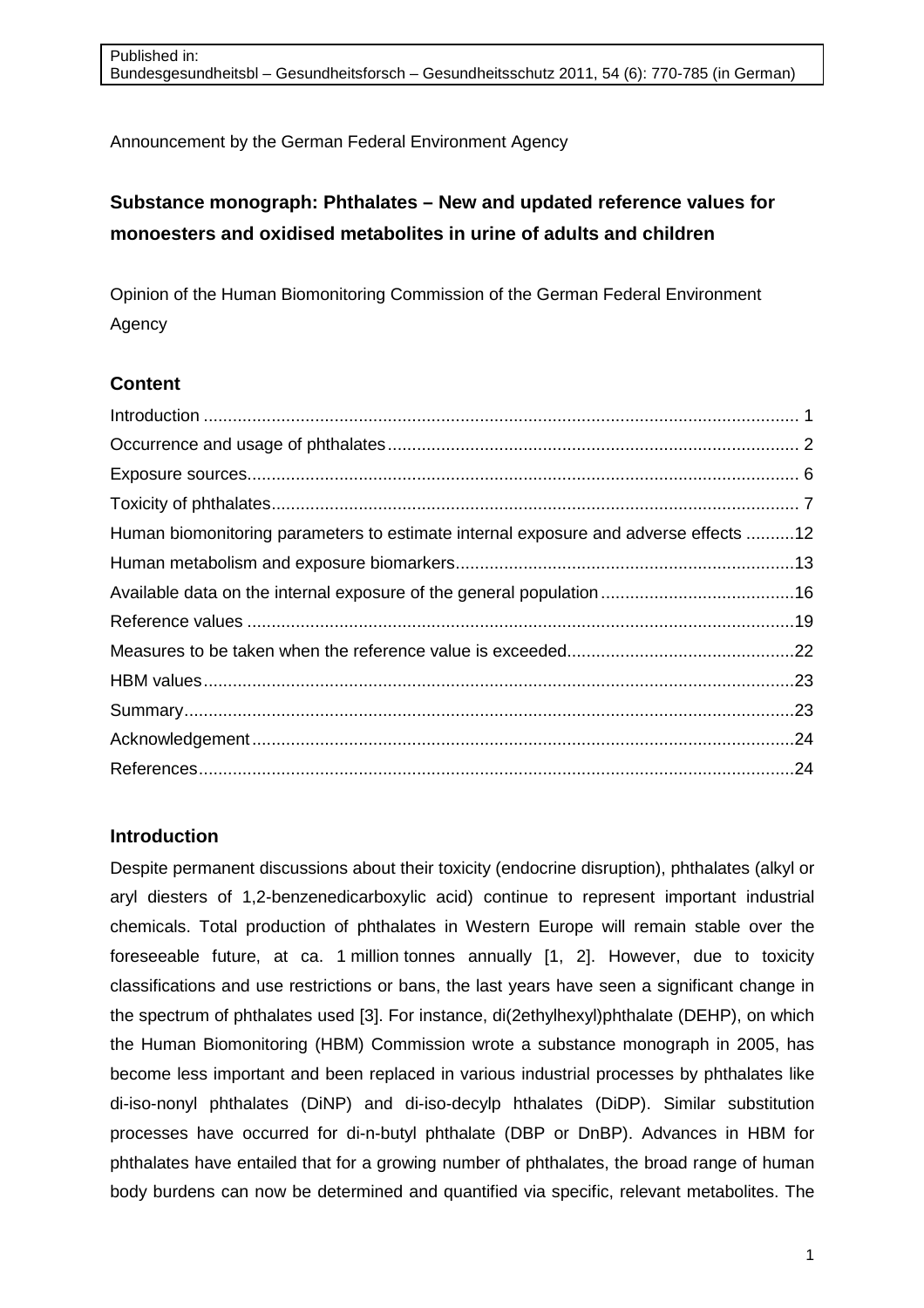Published in:
Bundesgesundheitsbl – Gesundheitsforsch – Gesundheitsschutz 2011, 54 (6): 770-785 (in German)

Announcement by the German Federal Environment Agency

# Substance monograph: Phthalates – New and updated reference values for monoesters and oxidised metabolites in urine of adults and children

Opinion of the Human Biomonitoring Commission of the German Federal Environment Agency

## Content

Introduction .......... 1
Occurrence and usage of phthalates .......... 2
Exposure sources .......... 6
Toxicity of phthalates .......... 7
Human biomonitoring parameters to estimate internal exposure and adverse effects .......... 12
Human metabolism and exposure biomarkers .......... 13
Available data on the internal exposure of the general population .......... 16
Reference values .......... 19
Measures to be taken when the reference value is exceeded .......... 22
HBM values .......... 23
Summary .......... 23
Acknowledgement .......... 24
References .......... 24

## Introduction

Despite permanent discussions about their toxicity (endocrine disruption), phthalates (alkyl or aryl diesters of 1,2-benzenedicarboxylic acid) continue to represent important industrial chemicals. Total production of phthalates in Western Europe will remain stable over the foreseeable future, at ca. 1 million tonnes annually [1, 2]. However, due to toxicity classifications and use restrictions or bans, the last years have seen a significant change in the spectrum of phthalates used [3]. For instance, di(2ethylhexyl)phthalate (DEHP), on which the Human Biomonitoring (HBM) Commission wrote a substance monograph in 2005, has become less important and been replaced in various industrial processes by phthalates like di-iso-nonyl phthalates (DiNP) and di-iso-decylp hthalates (DiDP). Similar substitution processes have occurred for di-n-butyl phthalate (DBP or DnBP). Advances in HBM for phthalates have entailed that for a growing number of phthalates, the broad range of human body burdens can now be determined and quantified via specific, relevant metabolites. The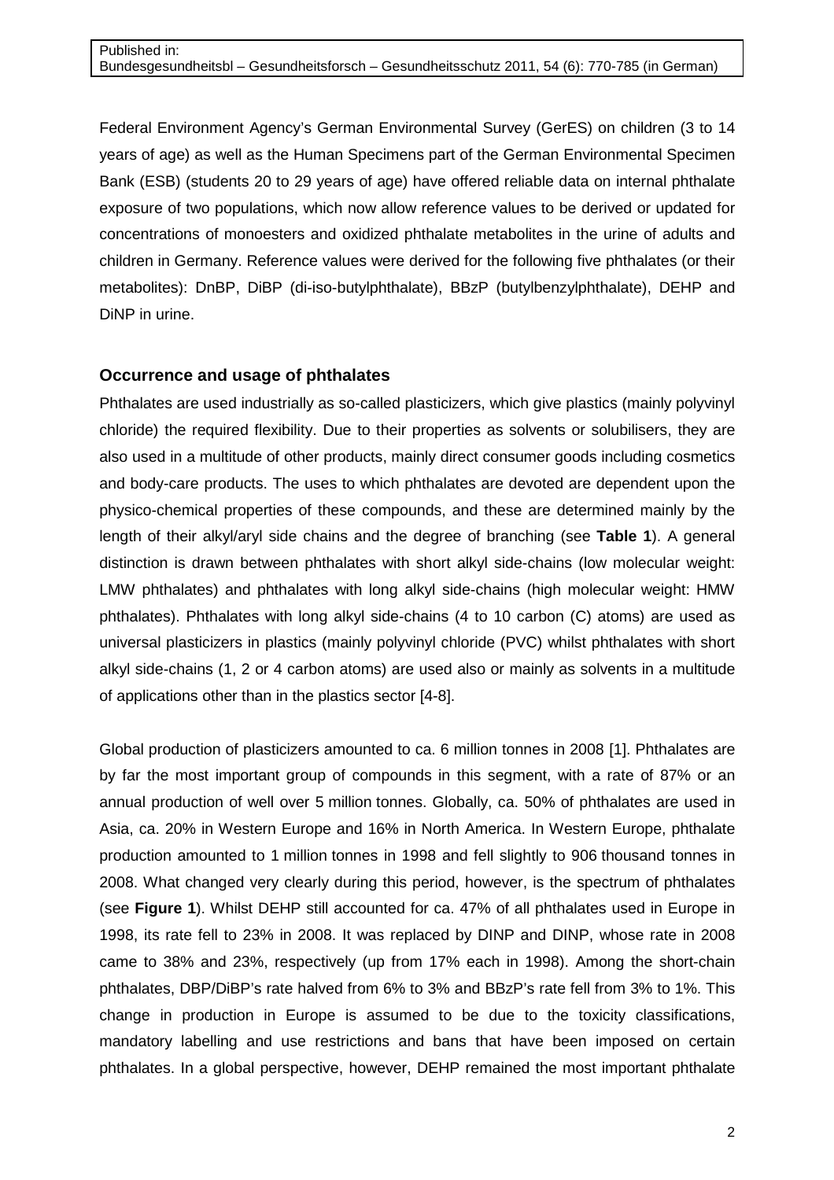Federal Environment Agency's German Environmental Survey (GerES) on children (3 to 14 years of age) as well as the Human Specimens part of the German Environmental Specimen Bank (ESB) (students 20 to 29 years of age) have offered reliable data on internal phthalate exposure of two populations, which now allow reference values to be derived or updated for concentrations of monoesters and oxidized phthalate metabolites in the urine of adults and children in Germany. Reference values were derived for the following five phthalates (or their metabolites): DnBP, DiBP (di-iso-butylphthalate), BBzP (butylbenzylphthalate), DEHP and DiNP in urine.

## Occurrence and usage of phthalates

Phthalates are used industrially as so-called plasticizers, which give plastics (mainly polyvinyl chloride) the required flexibility. Due to their properties as solvents or solubilisers, they are also used in a multitude of other products, mainly direct consumer goods including cosmetics and body-care products. The uses to which phthalates are devoted are dependent upon the physico-chemical properties of these compounds, and these are determined mainly by the length of their alkyl/aryl side chains and the degree of branching (see **Table 1**). A general distinction is drawn between phthalates with short alkyl side-chains (low molecular weight: LMW phthalates) and phthalates with long alkyl side-chains (high molecular weight: HMW phthalates). Phthalates with long alkyl side-chains (4 to 10 carbon (C) atoms) are used as universal plasticizers in plastics (mainly polyvinyl chloride (PVC) whilst phthalates with short alkyl side-chains (1, 2 or 4 carbon atoms) are used also or mainly as solvents in a multitude of applications other than in the plastics sector [4-8].

Global production of plasticizers amounted to ca. 6 million tonnes in 2008 [1]. Phthalates are by far the most important group of compounds in this segment, with a rate of 87% or an annual production of well over 5 million tonnes. Globally, ca. 50% of phthalates are used in Asia, ca. 20% in Western Europe and 16% in North America. In Western Europe, phthalate production amounted to 1 million tonnes in 1998 and fell slightly to 906 thousand tonnes in 2008. What changed very clearly during this period, however, is the spectrum of phthalates (see **Figure 1**). Whilst DEHP still accounted for ca. 47% of all phthalates used in Europe in 1998, its rate fell to 23% in 2008. It was replaced by DINP and DINP, whose rate in 2008 came to 38% and 23%, respectively (up from 17% each in 1998). Among the short-chain phthalates, DBP/DiBP's rate halved from 6% to 3% and BBzP's rate fell from 3% to 1%. This change in production in Europe is assumed to be due to the toxicity classifications, mandatory labelling and use restrictions and bans that have been imposed on certain phthalates. In a global perspective, however, DEHP remained the most important phthalate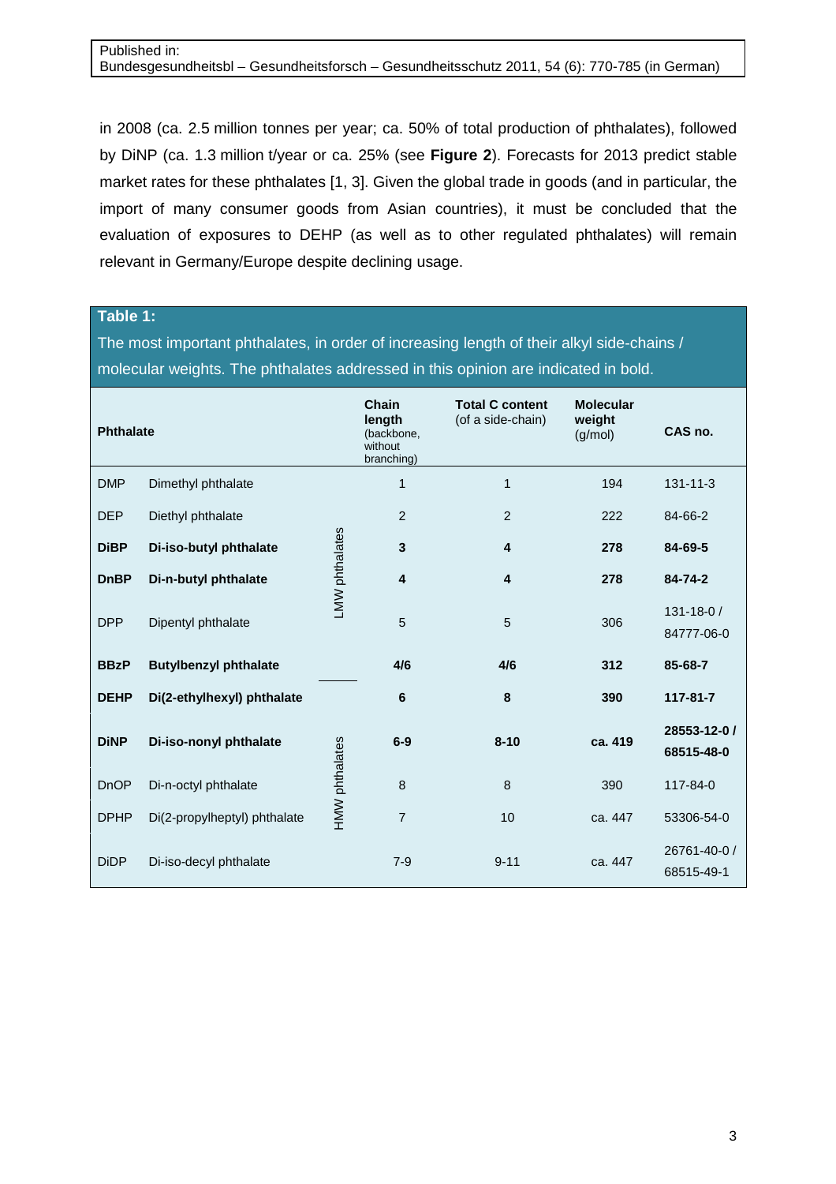in 2008 (ca. 2.5 million tonnes per year; ca. 50% of total production of phthalates), followed by DiNP (ca. 1.3 million t/year or ca. 25% (see **Figure 2**). Forecasts for 2013 predict stable market rates for these phthalates [1, 3]. Given the global trade in goods (and in particular, the import of many consumer goods from Asian countries), it must be concluded that the evaluation of exposures to DEHP (as well as to other regulated phthalates) will remain relevant in Germany/Europe despite declining usage.

**Table 1:**
The most important phthalates, in order of increasing length of their alkyl side-chains / molecular weights. The phthalates addressed in this opinion are indicated in bold.

| Phthalate | | | Chain length (backbone, without branching) | Total C content (of a side-chain) | Molecular weight (g/mol) | CAS no. |
|---|---|---|---|---|---|---|
| DMP | Dimethyl phthalate | LMW phthalates | 1 | 1 | 194 | 131-11-3 |
| DEP | Diethyl phthalate | LMW phthalates | 2 | 2 | 222 | 84-66-2 |
| **DiBP** | **Di-iso-butyl phthalate** | LMW phthalates | **3** | **4** | **278** | **84-69-5** |
| **DnBP** | **Di-n-butyl phthalate** | LMW phthalates | **4** | **4** | **278** | **84-74-2** |
| DPP | Dipentyl phthalate | LMW phthalates | 5 | 5 | 306 | 131-18-0 / 84777-06-0 |
| **BBzP** | **Butylbenzyl phthalate** | LMW phthalates | **4/6** | **4/6** | **312** | **85-68-7** |
| **DEHP** | **Di(2-ethylhexyl) phthalate** | HMW phthalates | **6** | **8** | **390** | **117-81-7** |
| **DiNP** | **Di-iso-nonyl phthalate** | HMW phthalates | **6-9** | **8-10** | **ca. 419** | **28553-12-0 / 68515-48-0** |
| DnOP | Di-n-octyl phthalate | HMW phthalates | 8 | 8 | 390 | 117-84-0 |
| DPHP | Di(2-propylheptyl) phthalate | HMW phthalates | 7 | 10 | ca. 447 | 53306-54-0 |
| DiDP | Di-iso-decyl phthalate | HMW phthalates | 7-9 | 9-11 | ca. 447 | 26761-40-0 / 68515-49-1 |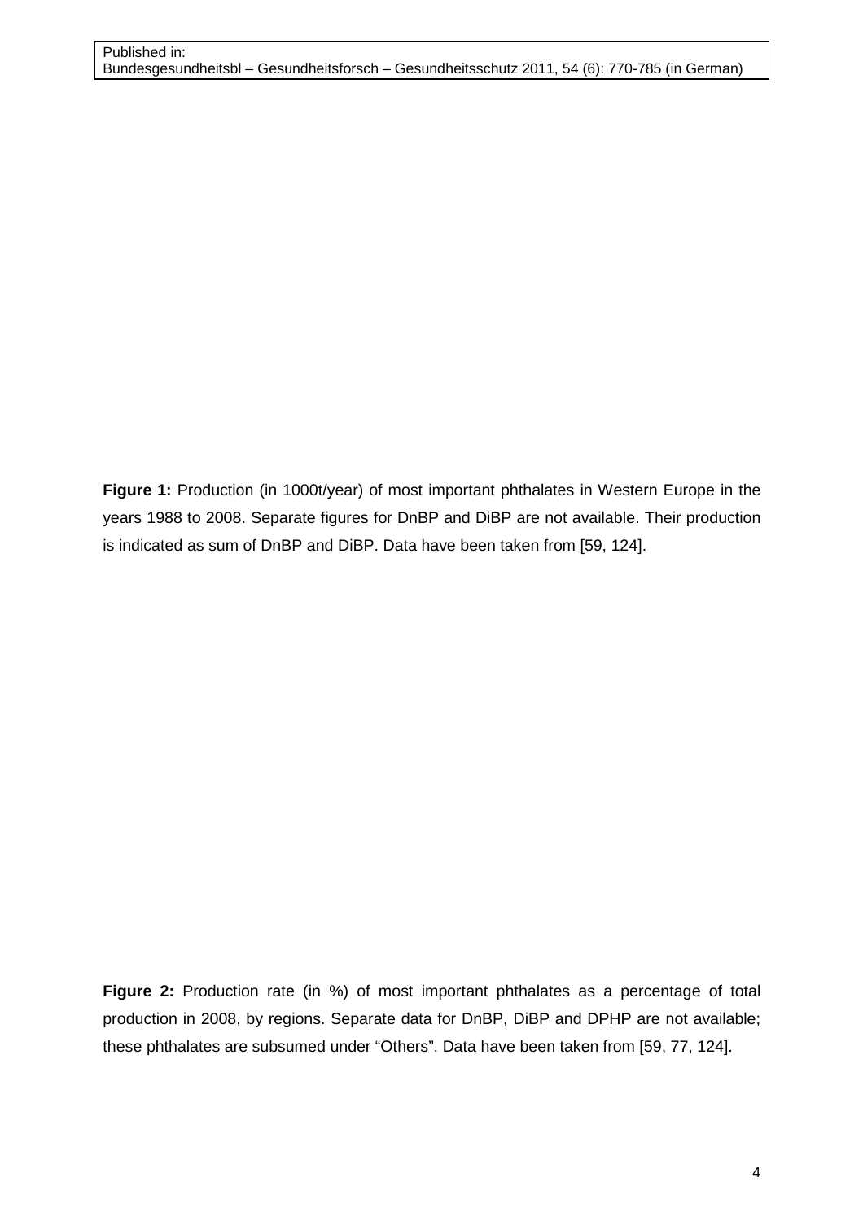**Figure 1:** Production (in 1000t/year) of most important phthalates in Western Europe in the years 1988 to 2008. Separate figures for DnBP and DiBP are not available. Their production is indicated as sum of DnBP and DiBP. Data have been taken from [59, 124].

**Figure 2:** Production rate (in %) of most important phthalates as a percentage of total production in 2008, by regions. Separate data for DnBP, DiBP and DPHP are not available; these phthalates are subsumed under "Others". Data have been taken from [59, 77, 124].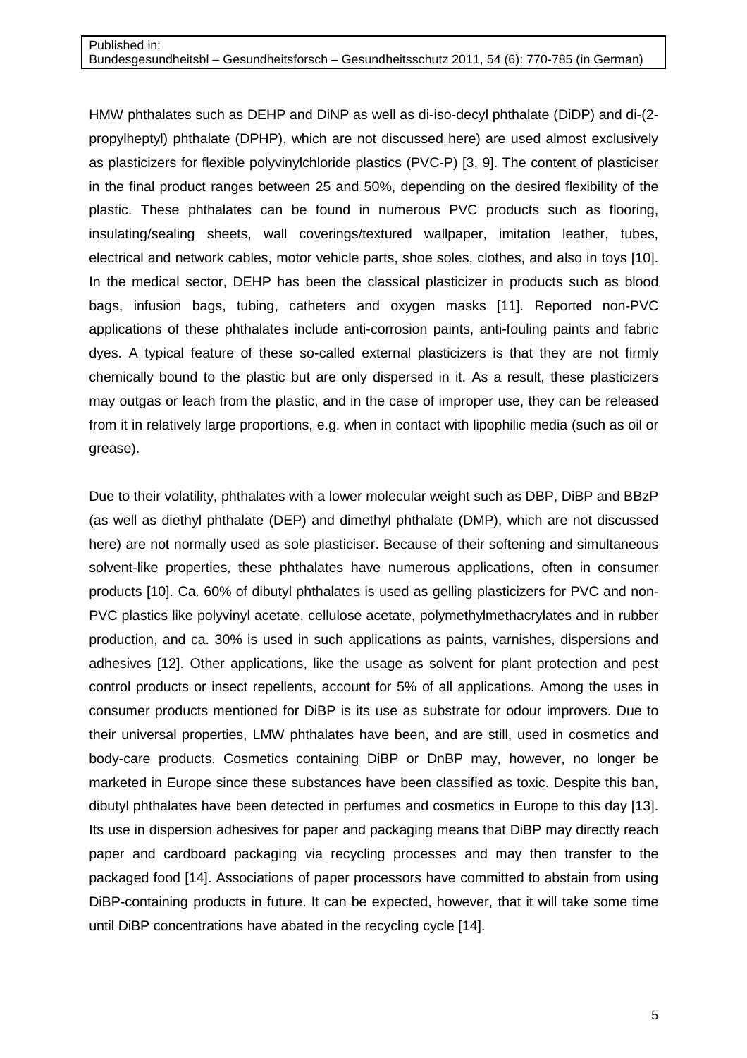HMW phthalates such as DEHP and DiNP as well as di-iso-decyl phthalate (DiDP) and di-(2-propylheptyl) phthalate (DPHP), which are not discussed here) are used almost exclusively as plasticizers for flexible polyvinylchloride plastics (PVC-P) [3, 9]. The content of plasticiser in the final product ranges between 25 and 50%, depending on the desired flexibility of the plastic. These phthalates can be found in numerous PVC products such as flooring, insulating/sealing sheets, wall coverings/textured wallpaper, imitation leather, tubes, electrical and network cables, motor vehicle parts, shoe soles, clothes, and also in toys [10]. In the medical sector, DEHP has been the classical plasticizer in products such as blood bags, infusion bags, tubing, catheters and oxygen masks [11]. Reported non-PVC applications of these phthalates include anti-corrosion paints, anti-fouling paints and fabric dyes. A typical feature of these so-called external plasticizers is that they are not firmly chemically bound to the plastic but are only dispersed in it. As a result, these plasticizers may outgas or leach from the plastic, and in the case of improper use, they can be released from it in relatively large proportions, e.g. when in contact with lipophilic media (such as oil or grease).

Due to their volatility, phthalates with a lower molecular weight such as DBP, DiBP and BBzP (as well as diethyl phthalate (DEP) and dimethyl phthalate (DMP), which are not discussed here) are not normally used as sole plasticiser. Because of their softening and simultaneous solvent-like properties, these phthalates have numerous applications, often in consumer products [10]. Ca. 60% of dibutyl phthalates is used as gelling plasticizers for PVC and non-PVC plastics like polyvinyl acetate, cellulose acetate, polymethylmethacrylates and in rubber production, and ca. 30% is used in such applications as paints, varnishes, dispersions and adhesives [12]. Other applications, like the usage as solvent for plant protection and pest control products or insect repellents, account for 5% of all applications. Among the uses in consumer products mentioned for DiBP is its use as substrate for odour improvers. Due to their universal properties, LMW phthalates have been, and are still, used in cosmetics and body-care products. Cosmetics containing DiBP or DnBP may, however, no longer be marketed in Europe since these substances have been classified as toxic. Despite this ban, dibutyl phthalates have been detected in perfumes and cosmetics in Europe to this day [13]. Its use in dispersion adhesives for paper and packaging means that DiBP may directly reach paper and cardboard packaging via recycling processes and may then transfer to the packaged food [14]. Associations of paper processors have committed to abstain from using DiBP-containing products in future. It can be expected, however, that it will take some time until DiBP concentrations have abated in the recycling cycle [14].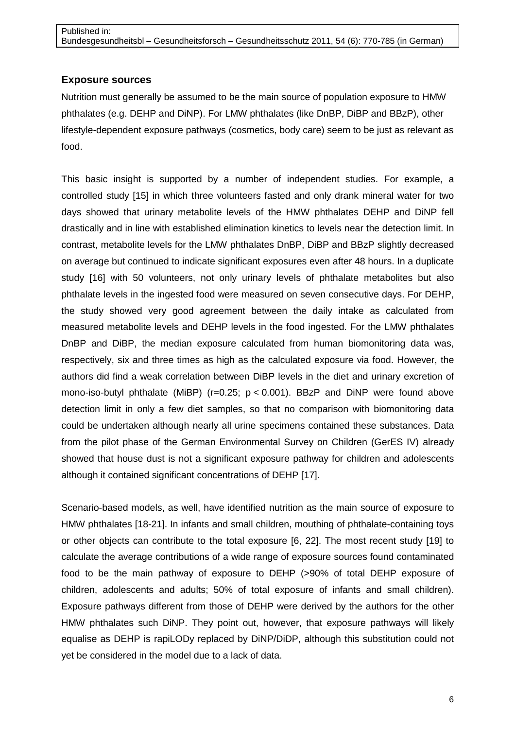## Exposure sources

Nutrition must generally be assumed to be the main source of population exposure to HMW phthalates (e.g. DEHP and DiNP). For LMW phthalates (like DnBP, DiBP and BBzP), other lifestyle-dependent exposure pathways (cosmetics, body care) seem to be just as relevant as food.

This basic insight is supported by a number of independent studies. For example, a controlled study [15] in which three volunteers fasted and only drank mineral water for two days showed that urinary metabolite levels of the HMW phthalates DEHP and DiNP fell drastically and in line with established elimination kinetics to levels near the detection limit. In contrast, metabolite levels for the LMW phthalates DnBP, DiBP and BBzP slightly decreased on average but continued to indicate significant exposures even after 48 hours. In a duplicate study [16] with 50 volunteers, not only urinary levels of phthalate metabolites but also phthalate levels in the ingested food were measured on seven consecutive days. For DEHP, the study showed very good agreement between the daily intake as calculated from measured metabolite levels and DEHP levels in the food ingested. For the LMW phthalates DnBP and DiBP, the median exposure calculated from human biomonitoring data was, respectively, six and three times as high as the calculated exposure via food. However, the authors did find a weak correlation between DiBP levels in the diet and urinary excretion of mono-iso-butyl phthalate (MiBP) ($r=0.25$; $p < 0.001$). BBzP and DiNP were found above detection limit in only a few diet samples, so that no comparison with biomonitoring data could be undertaken although nearly all urine specimens contained these substances. Data from the pilot phase of the German Environmental Survey on Children (GerES IV) already showed that house dust is not a significant exposure pathway for children and adolescents although it contained significant concentrations of DEHP [17].

Scenario-based models, as well, have identified nutrition as the main source of exposure to HMW phthalates [18-21]. In infants and small children, mouthing of phthalate-containing toys or other objects can contribute to the total exposure [6, 22]. The most recent study [19] to calculate the average contributions of a wide range of exposure sources found contaminated food to be the main pathway of exposure to DEHP (>90% of total DEHP exposure of children, adolescents and adults; 50% of total exposure of infants and small children). Exposure pathways different from those of DEHP were derived by the authors for the other HMW phthalates such DiNP. They point out, however, that exposure pathways will likely equalise as DEHP is rapiLODy replaced by DiNP/DiDP, although this substitution could not yet be considered in the model due to a lack of data.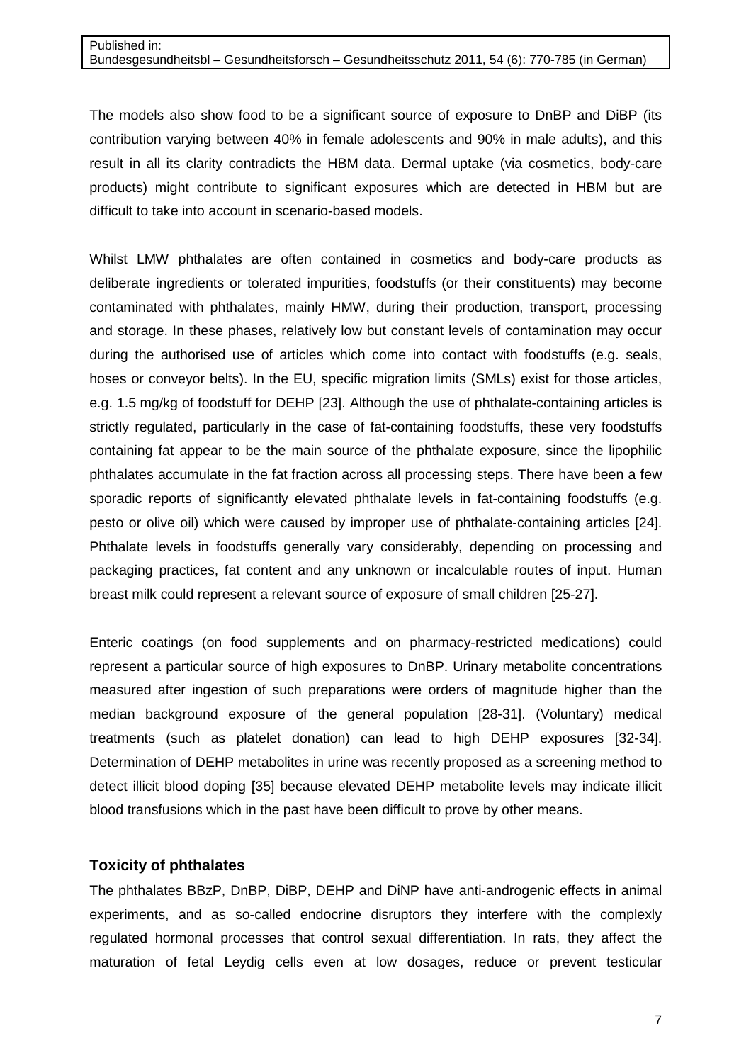The models also show food to be a significant source of exposure to DnBP and DiBP (its contribution varying between 40% in female adolescents and 90% in male adults), and this result in all its clarity contradicts the HBM data. Dermal uptake (via cosmetics, body-care products) might contribute to significant exposures which are detected in HBM but are difficult to take into account in scenario-based models.

Whilst LMW phthalates are often contained in cosmetics and body-care products as deliberate ingredients or tolerated impurities, foodstuffs (or their constituents) may become contaminated with phthalates, mainly HMW, during their production, transport, processing and storage. In these phases, relatively low but constant levels of contamination may occur during the authorised use of articles which come into contact with foodstuffs (e.g. seals, hoses or conveyor belts). In the EU, specific migration limits (SMLs) exist for those articles, e.g. 1.5 mg/kg of foodstuff for DEHP [23]. Although the use of phthalate-containing articles is strictly regulated, particularly in the case of fat-containing foodstuffs, these very foodstuffs containing fat appear to be the main source of the phthalate exposure, since the lipophilic phthalates accumulate in the fat fraction across all processing steps. There have been a few sporadic reports of significantly elevated phthalate levels in fat-containing foodstuffs (e.g. pesto or olive oil) which were caused by improper use of phthalate-containing articles [24]. Phthalate levels in foodstuffs generally vary considerably, depending on processing and packaging practices, fat content and any unknown or incalculable routes of input. Human breast milk could represent a relevant source of exposure of small children [25-27].

Enteric coatings (on food supplements and on pharmacy-restricted medications) could represent a particular source of high exposures to DnBP. Urinary metabolite concentrations measured after ingestion of such preparations were orders of magnitude higher than the median background exposure of the general population [28-31]. (Voluntary) medical treatments (such as platelet donation) can lead to high DEHP exposures [32-34]. Determination of DEHP metabolites in urine was recently proposed as a screening method to detect illicit blood doping [35] because elevated DEHP metabolite levels may indicate illicit blood transfusions which in the past have been difficult to prove by other means.

## Toxicity of phthalates

The phthalates BBzP, DnBP, DiBP, DEHP and DiNP have anti-androgenic effects in animal experiments, and as so-called endocrine disruptors they interfere with the complexly regulated hormonal processes that control sexual differentiation. In rats, they affect the maturation of fetal Leydig cells even at low dosages, reduce or prevent testicular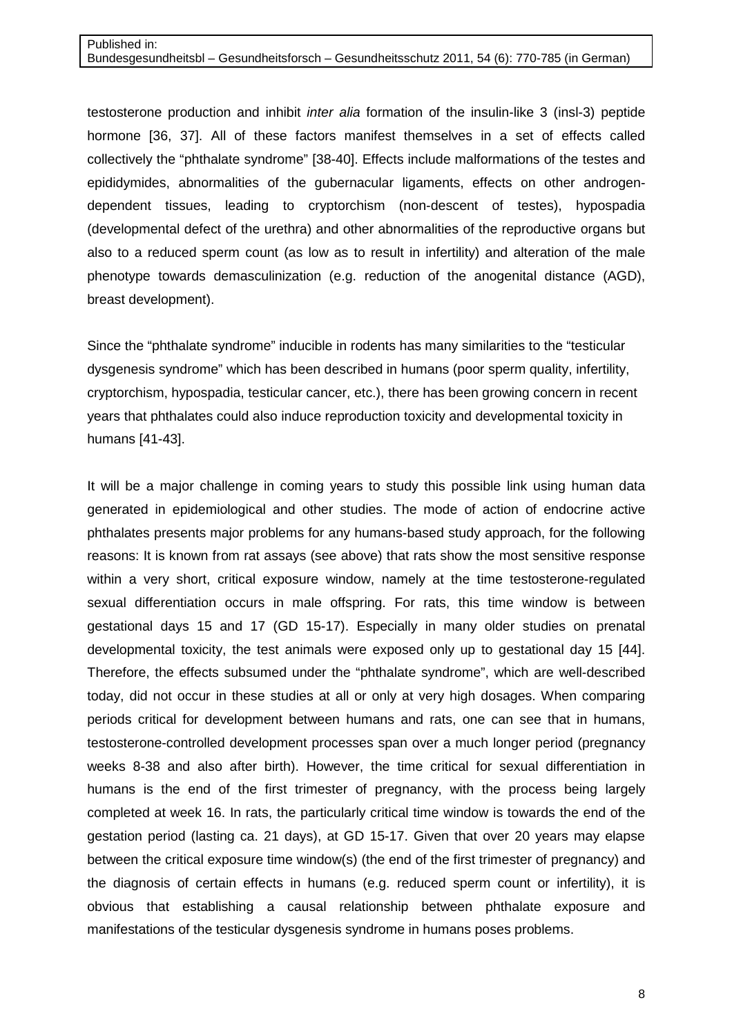testosterone production and inhibit *inter alia* formation of the insulin-like 3 (insl-3) peptide hormone [36, 37]. All of these factors manifest themselves in a set of effects called collectively the "phthalate syndrome" [38-40]. Effects include malformations of the testes and epididymides, abnormalities of the gubernacular ligaments, effects on other androgen-dependent tissues, leading to cryptorchism (non-descent of testes), hypospadia (developmental defect of the urethra) and other abnormalities of the reproductive organs but also to a reduced sperm count (as low as to result in infertility) and alteration of the male phenotype towards demasculinization (e.g. reduction of the anogenital distance (AGD), breast development).

Since the "phthalate syndrome" inducible in rodents has many similarities to the "testicular dysgenesis syndrome" which has been described in humans (poor sperm quality, infertility, cryptorchism, hypospadia, testicular cancer, etc.), there has been growing concern in recent years that phthalates could also induce reproduction toxicity and developmental toxicity in humans [41-43].

It will be a major challenge in coming years to study this possible link using human data generated in epidemiological and other studies. The mode of action of endocrine active phthalates presents major problems for any humans-based study approach, for the following reasons: It is known from rat assays (see above) that rats show the most sensitive response within a very short, critical exposure window, namely at the time testosterone-regulated sexual differentiation occurs in male offspring. For rats, this time window is between gestational days 15 and 17 (GD 15-17). Especially in many older studies on prenatal developmental toxicity, the test animals were exposed only up to gestational day 15 [44]. Therefore, the effects subsumed under the "phthalate syndrome", which are well-described today, did not occur in these studies at all or only at very high dosages. When comparing periods critical for development between humans and rats, one can see that in humans, testosterone-controlled development processes span over a much longer period (pregnancy weeks 8-38 and also after birth). However, the time critical for sexual differentiation in humans is the end of the first trimester of pregnancy, with the process being largely completed at week 16. In rats, the particularly critical time window is towards the end of the gestation period (lasting ca. 21 days), at GD 15-17. Given that over 20 years may elapse between the critical exposure time window(s) (the end of the first trimester of pregnancy) and the diagnosis of certain effects in humans (e.g. reduced sperm count or infertility), it is obvious that establishing a causal relationship between phthalate exposure and manifestations of the testicular dysgenesis syndrome in humans poses problems.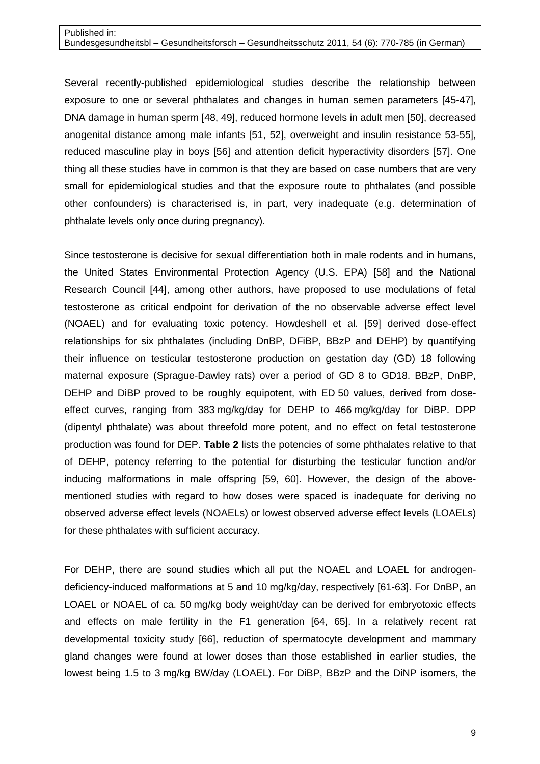Several recently-published epidemiological studies describe the relationship between exposure to one or several phthalates and changes in human semen parameters [45-47], DNA damage in human sperm [48, 49], reduced hormone levels in adult men [50], decreased anogenital distance among male infants [51, 52], overweight and insulin resistance 53-55], reduced masculine play in boys [56] and attention deficit hyperactivity disorders [57]. One thing all these studies have in common is that they are based on case numbers that are very small for epidemiological studies and that the exposure route to phthalates (and possible other confounders) is characterised is, in part, very inadequate (e.g. determination of phthalate levels only once during pregnancy).

Since testosterone is decisive for sexual differentiation both in male rodents and in humans, the United States Environmental Protection Agency (U.S. EPA) [58] and the National Research Council [44], among other authors, have proposed to use modulations of fetal testosterone as critical endpoint for derivation of the no observable adverse effect level (NOAEL) and for evaluating toxic potency. Howdeshell et al. [59] derived dose-effect relationships for six phthalates (including DnBP, DFiBP, BBzP and DEHP) by quantifying their influence on testicular testosterone production on gestation day (GD) 18 following maternal exposure (Sprague-Dawley rats) over a period of GD 8 to GD18. BBzP, DnBP, DEHP and DiBP proved to be roughly equipotent, with ED 50 values, derived from dose-effect curves, ranging from 383 mg/kg/day for DEHP to 466 mg/kg/day for DiBP. DPP (dipentyl phthalate) was about threefold more potent, and no effect on fetal testosterone production was found for DEP. **Table 2** lists the potencies of some phthalates relative to that of DEHP, potency referring to the potential for disturbing the testicular function and/or inducing malformations in male offspring [59, 60]. However, the design of the above-mentioned studies with regard to how doses were spaced is inadequate for deriving no observed adverse effect levels (NOAELs) or lowest observed adverse effect levels (LOAELs) for these phthalates with sufficient accuracy.

For DEHP, there are sound studies which all put the NOAEL and LOAEL for androgen-deficiency-induced malformations at 5 and 10 mg/kg/day, respectively [61-63]. For DnBP, an LOAEL or NOAEL of ca. 50 mg/kg body weight/day can be derived for embryotoxic effects and effects on male fertility in the F1 generation [64, 65]. In a relatively recent rat developmental toxicity study [66], reduction of spermatocyte development and mammary gland changes were found at lower doses than those established in earlier studies, the lowest being 1.5 to 3 mg/kg BW/day (LOAEL). For DiBP, BBzP and the DiNP isomers, the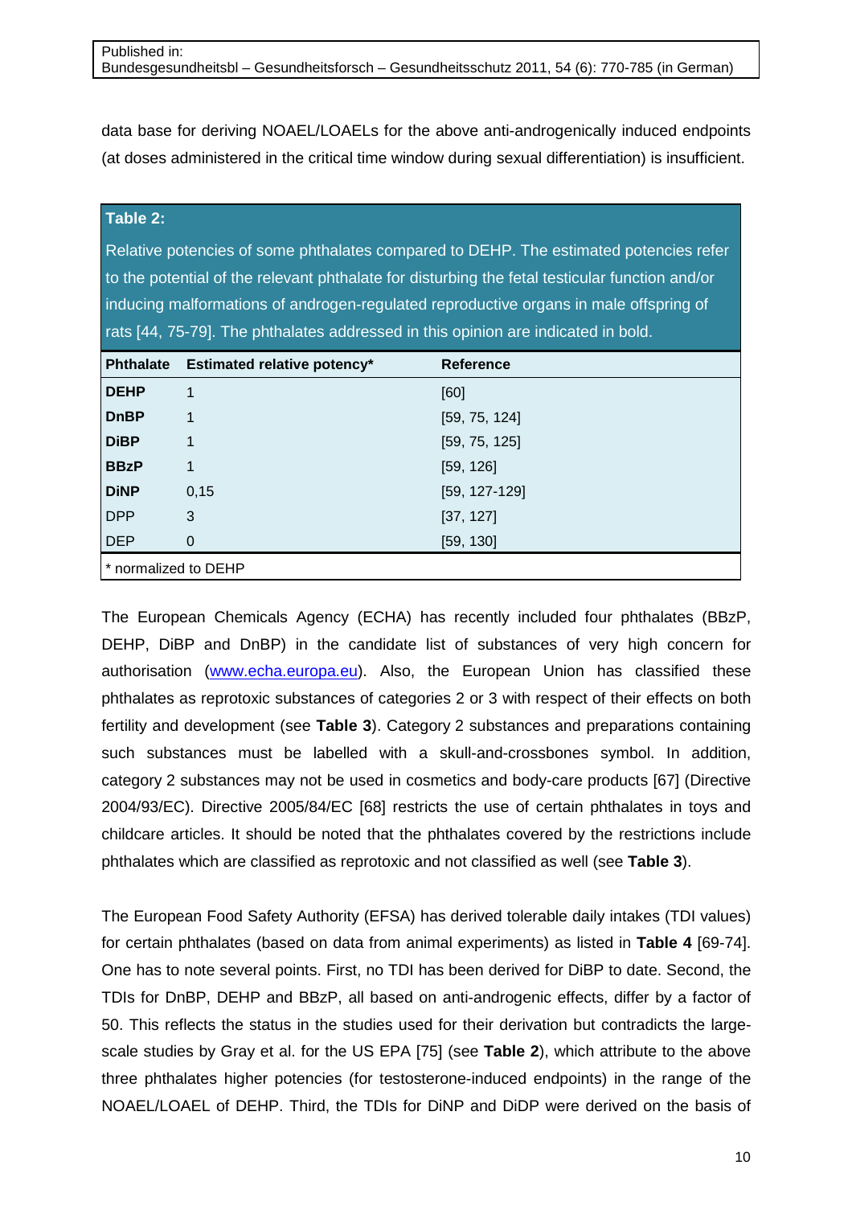data base for deriving NOAEL/LOAELs for the above anti-androgenically induced endpoints (at doses administered in the critical time window during sexual differentiation) is insufficient.

**Table 2:**

Relative potencies of some phthalates compared to DEHP. The estimated potencies refer to the potential of the relevant phthalate for disturbing the fetal testicular function and/or inducing malformations of androgen-regulated reproductive organs in male offspring of rats [44, 75-79]. The phthalates addressed in this opinion are indicated in bold.

| Phthalate | Estimated relative potency* | Reference |
|---|---|---|
| **DEHP** | 1 | [60] |
| **DnBP** | 1 | [59, 75, 124] |
| **DiBP** | 1 | [59, 75, 125] |
| **BBzP** | 1 | [59, 126] |
| **DiNP** | 0,15 | [59, 127-129] |
| DPP | 3 | [37, 127] |
| DEP | 0 | [59, 130] |

* normalized to DEHP

The European Chemicals Agency (ECHA) has recently included four phthalates (BBzP, DEHP, DiBP and DnBP) in the candidate list of substances of very high concern for authorisation (www.echa.europa.eu). Also, the European Union has classified these phthalates as reprotoxic substances of categories 2 or 3 with respect of their effects on both fertility and development (see **Table 3**). Category 2 substances and preparations containing such substances must be labelled with a skull-and-crossbones symbol. In addition, category 2 substances may not be used in cosmetics and body-care products [67] (Directive 2004/93/EC). Directive 2005/84/EC [68] restricts the use of certain phthalates in toys and childcare articles. It should be noted that the phthalates covered by the restrictions include phthalates which are classified as reprotoxic and not classified as well (see **Table 3**).

The European Food Safety Authority (EFSA) has derived tolerable daily intakes (TDI values) for certain phthalates (based on data from animal experiments) as listed in **Table 4** [69-74]. One has to note several points. First, no TDI has been derived for DiBP to date. Second, the TDIs for DnBP, DEHP and BBzP, all based on anti-androgenic effects, differ by a factor of 50. This reflects the status in the studies used for their derivation but contradicts the large-scale studies by Gray et al. for the US EPA [75] (see **Table 2**), which attribute to the above three phthalates higher potencies (for testosterone-induced endpoints) in the range of the NOAEL/LOAEL of DEHP. Third, the TDIs for DiNP and DiDP were derived on the basis of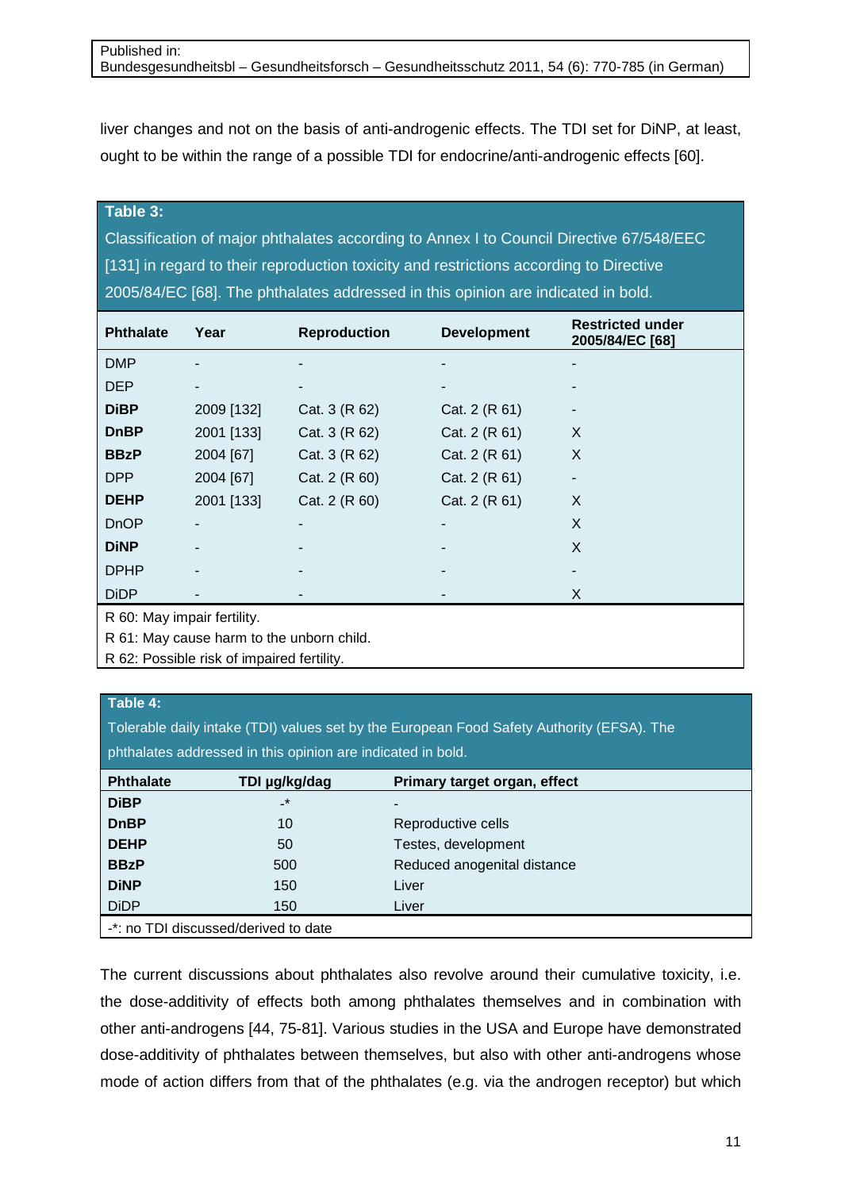liver changes and not on the basis of anti-androgenic effects. The TDI set for DiNP, at least, ought to be within the range of a possible TDI for endocrine/anti-androgenic effects [60].

**Table 3:**

Classification of major phthalates according to Annex I to Council Directive 67/548/EEC [131] in regard to their reproduction toxicity and restrictions according to Directive 2005/84/EC [68]. The phthalates addressed in this opinion are indicated in bold.

| Phthalate | Year | Reproduction | Development | Restricted under 2005/84/EC [68] |
|---|---|---|---|---|
| DMP | - | - | - | - |
| DEP | - | - | - | - |
| **DiBP** | 2009 [132] | Cat. 3 (R 62) | Cat. 2 (R 61) | - |
| **DnBP** | 2001 [133] | Cat. 3 (R 62) | Cat. 2 (R 61) | X |
| **BBzP** | 2004 [67] | Cat. 3 (R 62) | Cat. 2 (R 61) | X |
| DPP | 2004 [67] | Cat. 2 (R 60) | Cat. 2 (R 61) | - |
| **DEHP** | 2001 [133] | Cat. 2 (R 60) | Cat. 2 (R 61) | X |
| DnOP | - | - | - | X |
| **DiNP** | - | - | - | X |
| DPHP | - | - | - | - |
| DiDP | - | - | - | X |

R 60: May impair fertility.
R 61: May cause harm to the unborn child.
R 62: Possible risk of impaired fertility.

**Table 4:**

Tolerable daily intake (TDI) values set by the European Food Safety Authority (EFSA). The phthalates addressed in this opinion are indicated in bold.

| Phthalate | TDI µg/kg/dag | Primary target organ, effect |
|---|---|---|
| **DiBP** | -* | - |
| **DnBP** | 10 | Reproductive cells |
| **DEHP** | 50 | Testes, development |
| **BBzP** | 500 | Reduced anogenital distance |
| **DiNP** | 150 | Liver |
| DiDP | 150 | Liver |

-*: no TDI discussed/derived to date

The current discussions about phthalates also revolve around their cumulative toxicity, i.e. the dose-additivity of effects both among phthalates themselves and in combination with other anti-androgens [44, 75-81]. Various studies in the USA and Europe have demonstrated dose-additivity of phthalates between themselves, but also with other anti-androgens whose mode of action differs from that of the phthalates (e.g. via the androgen receptor) but which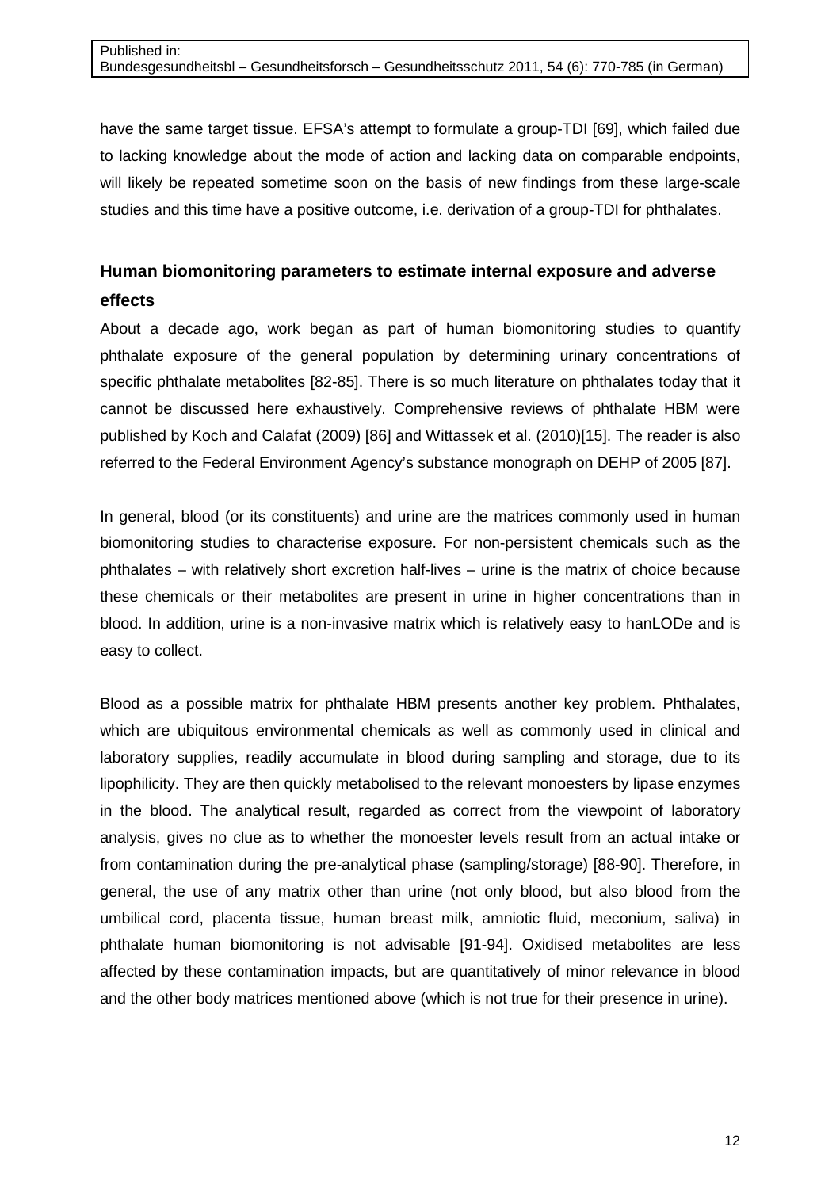have the same target tissue. EFSA's attempt to formulate a group-TDI [69], which failed due to lacking knowledge about the mode of action and lacking data on comparable endpoints, will likely be repeated sometime soon on the basis of new findings from these large-scale studies and this time have a positive outcome, i.e. derivation of a group-TDI for phthalates.

## Human biomonitoring parameters to estimate internal exposure and adverse effects

About a decade ago, work began as part of human biomonitoring studies to quantify phthalate exposure of the general population by determining urinary concentrations of specific phthalate metabolites [82-85]. There is so much literature on phthalates today that it cannot be discussed here exhaustively. Comprehensive reviews of phthalate HBM were published by Koch and Calafat (2009) [86] and Wittassek et al. (2010)[15]. The reader is also referred to the Federal Environment Agency's substance monograph on DEHP of 2005 [87].

In general, blood (or its constituents) and urine are the matrices commonly used in human biomonitoring studies to characterise exposure. For non-persistent chemicals such as the phthalates – with relatively short excretion half-lives – urine is the matrix of choice because these chemicals or their metabolites are present in urine in higher concentrations than in blood. In addition, urine is a non-invasive matrix which is relatively easy to hanLODe and is easy to collect.

Blood as a possible matrix for phthalate HBM presents another key problem. Phthalates, which are ubiquitous environmental chemicals as well as commonly used in clinical and laboratory supplies, readily accumulate in blood during sampling and storage, due to its lipophilicity. They are then quickly metabolised to the relevant monoesters by lipase enzymes in the blood. The analytical result, regarded as correct from the viewpoint of laboratory analysis, gives no clue as to whether the monoester levels result from an actual intake or from contamination during the pre-analytical phase (sampling/storage) [88-90]. Therefore, in general, the use of any matrix other than urine (not only blood, but also blood from the umbilical cord, placenta tissue, human breast milk, amniotic fluid, meconium, saliva) in phthalate human biomonitoring is not advisable [91-94]. Oxidised metabolites are less affected by these contamination impacts, but are quantitatively of minor relevance in blood and the other body matrices mentioned above (which is not true for their presence in urine).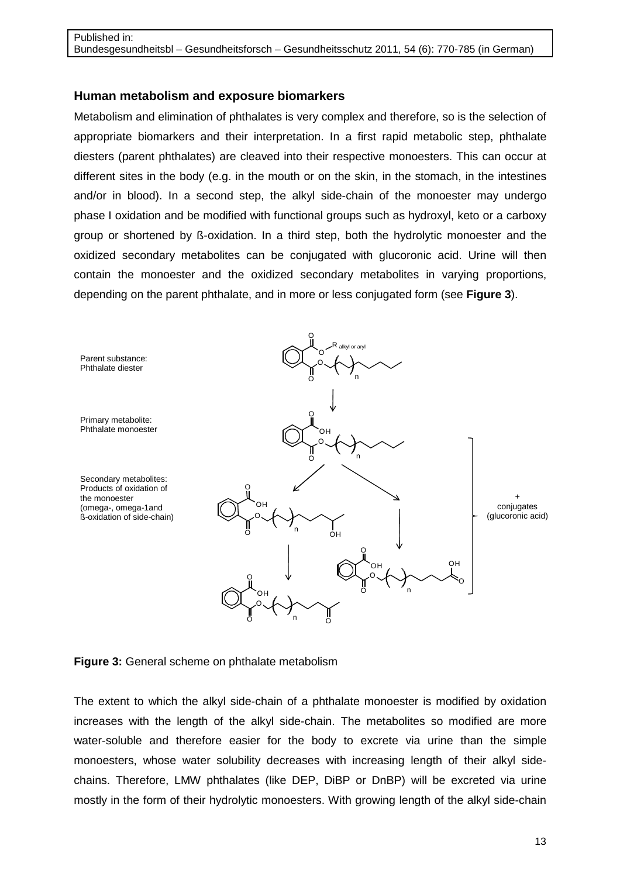Published in:
Bundesgesundheitsbl – Gesundheitsforsch – Gesundheitsschutz 2011, 54 (6): 770-785 (in German)

### Human metabolism and exposure biomarkers

Metabolism and elimination of phthalates is very complex and therefore, so is the selection of appropriate biomarkers and their interpretation. In a first rapid metabolic step, phthalate diesters (parent phthalates) are cleaved into their respective monoesters. This can occur at different sites in the body (e.g. in the mouth or on the skin, in the stomach, in the intestines and/or in blood). In a second step, the alkyl side-chain of the monoester may undergo phase I oxidation and be modified with functional groups such as hydroxyl, keto or a carboxy group or shortened by ß-oxidation. In a third step, both the hydrolytic monoester and the oxidized secondary metabolites can be conjugated with glucoronic acid. Urine will then contain the monoester and the oxidized secondary metabolites in varying proportions, depending on the parent phthalate, and in more or less conjugated form (see **Figure 3**).

Parent substance: Phthalate diester

Primary metabolite: Phthalate monoester

Secondary metabolites: Products of oxidation of the monoester (omega-, omega-1and ß-oxidation of side-chain)

\+ conjugates (glucoronic acid)

**Figure 3:** General scheme on phthalate metabolism

The extent to which the alkyl side-chain of a phthalate monoester is modified by oxidation increases with the length of the alkyl side-chain. The metabolites so modified are more water-soluble and therefore easier for the body to excrete via urine than the simple monoesters, whose water solubility decreases with increasing length of their alkyl side-chains. Therefore, LMW phthalates (like DEP, DiBP or DnBP) will be excreted via urine mostly in the form of their hydrolytic monoesters. With growing length of the alkyl side-chain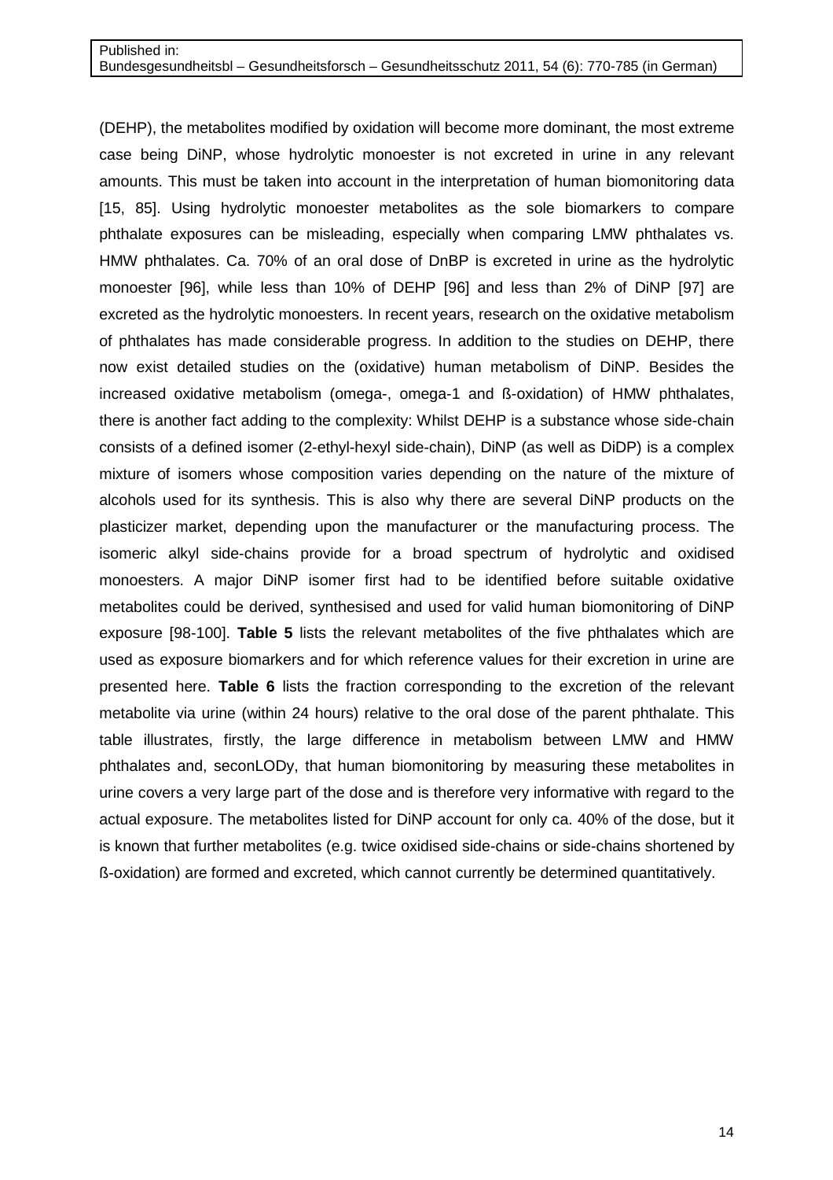(DEHP), the metabolites modified by oxidation will become more dominant, the most extreme case being DiNP, whose hydrolytic monoester is not excreted in urine in any relevant amounts. This must be taken into account in the interpretation of human biomonitoring data [15, 85]. Using hydrolytic monoester metabolites as the sole biomarkers to compare phthalate exposures can be misleading, especially when comparing LMW phthalates vs. HMW phthalates. Ca. 70% of an oral dose of DnBP is excreted in urine as the hydrolytic monoester [96], while less than 10% of DEHP [96] and less than 2% of DiNP [97] are excreted as the hydrolytic monoesters. In recent years, research on the oxidative metabolism of phthalates has made considerable progress. In addition to the studies on DEHP, there now exist detailed studies on the (oxidative) human metabolism of DiNP. Besides the increased oxidative metabolism (omega-, omega-1 and ß-oxidation) of HMW phthalates, there is another fact adding to the complexity: Whilst DEHP is a substance whose side-chain consists of a defined isomer (2-ethyl-hexyl side-chain), DiNP (as well as DiDP) is a complex mixture of isomers whose composition varies depending on the nature of the mixture of alcohols used for its synthesis. This is also why there are several DiNP products on the plasticizer market, depending upon the manufacturer or the manufacturing process. The isomeric alkyl side-chains provide for a broad spectrum of hydrolytic and oxidised monoesters. A major DiNP isomer first had to be identified before suitable oxidative metabolites could be derived, synthesised and used for valid human biomonitoring of DiNP exposure [98-100]. **Table 5** lists the relevant metabolites of the five phthalates which are used as exposure biomarkers and for which reference values for their excretion in urine are presented here. **Table 6** lists the fraction corresponding to the excretion of the relevant metabolite via urine (within 24 hours) relative to the oral dose of the parent phthalate. This table illustrates, firstly, the large difference in metabolism between LMW and HMW phthalates and, seconLODy, that human biomonitoring by measuring these metabolites in urine covers a very large part of the dose and is therefore very informative with regard to the actual exposure. The metabolites listed for DiNP account for only ca. 40% of the dose, but it is known that further metabolites (e.g. twice oxidised side-chains or side-chains shortened by ß-oxidation) are formed and excreted, which cannot currently be determined quantitatively.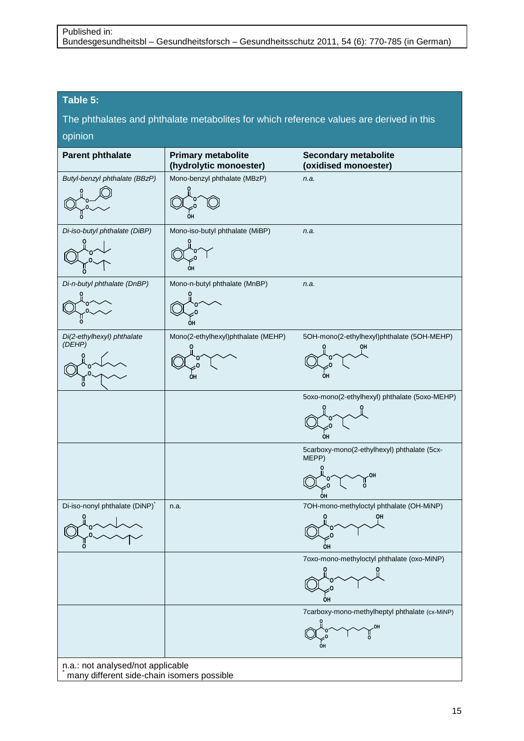Published in:
Bundesgesundheitsbl – Gesundheitsforsch – Gesundheitsschutz 2011, 54 (6): 770-785 (in German)

**Table 5:**

The phthalates and phthalate metabolites for which reference values are derived in this opinion

| Parent phthalate | Primary metabolite (hydrolytic monoester) | Secondary metabolite (oxidised monoester) |
|---|---|---|
| *Butyl-benzyl phthalate (BBzP)* | Mono-benzyl phthalate (MBzP) | *n.a.* |
| *Di-iso-butyl phthalate (DiBP)* | Mono-iso-butyl phthalate (MiBP) | *n.a.* |
| *Di-n-butyl phthalate (DnBP)* | Mono-n-butyl phthalate (MnBP) | *n.a.* |
| *Di(2-ethylhexyl) phthalate (DEHP)* | Mono(2-ethylhexyl)phthalate (MEHP) | 5OH-mono(2-ethylhexyl)phthalate (5OH-MEHP) |
| | | 5oxo-mono(2-ethylhexyl) phthalate (5oxo-MEHP) |
| | | 5carboxy-mono(2-ethylhexyl) phthalate (5cx-MEPP) |
| Di-iso-nonyl phthalate (DiNP)* | n.a. | 7OH-mono-methyloctyl phthalate (OH-MiNP) |
| | | 7oxo-mono-methyloctyl phthalate (oxo-MiNP) |
| | | 7carboxy-mono-methylheptyl phthalate (cx-MiNP) |

n.a.: not analysed/not applicable
* many different side-chain isomers possible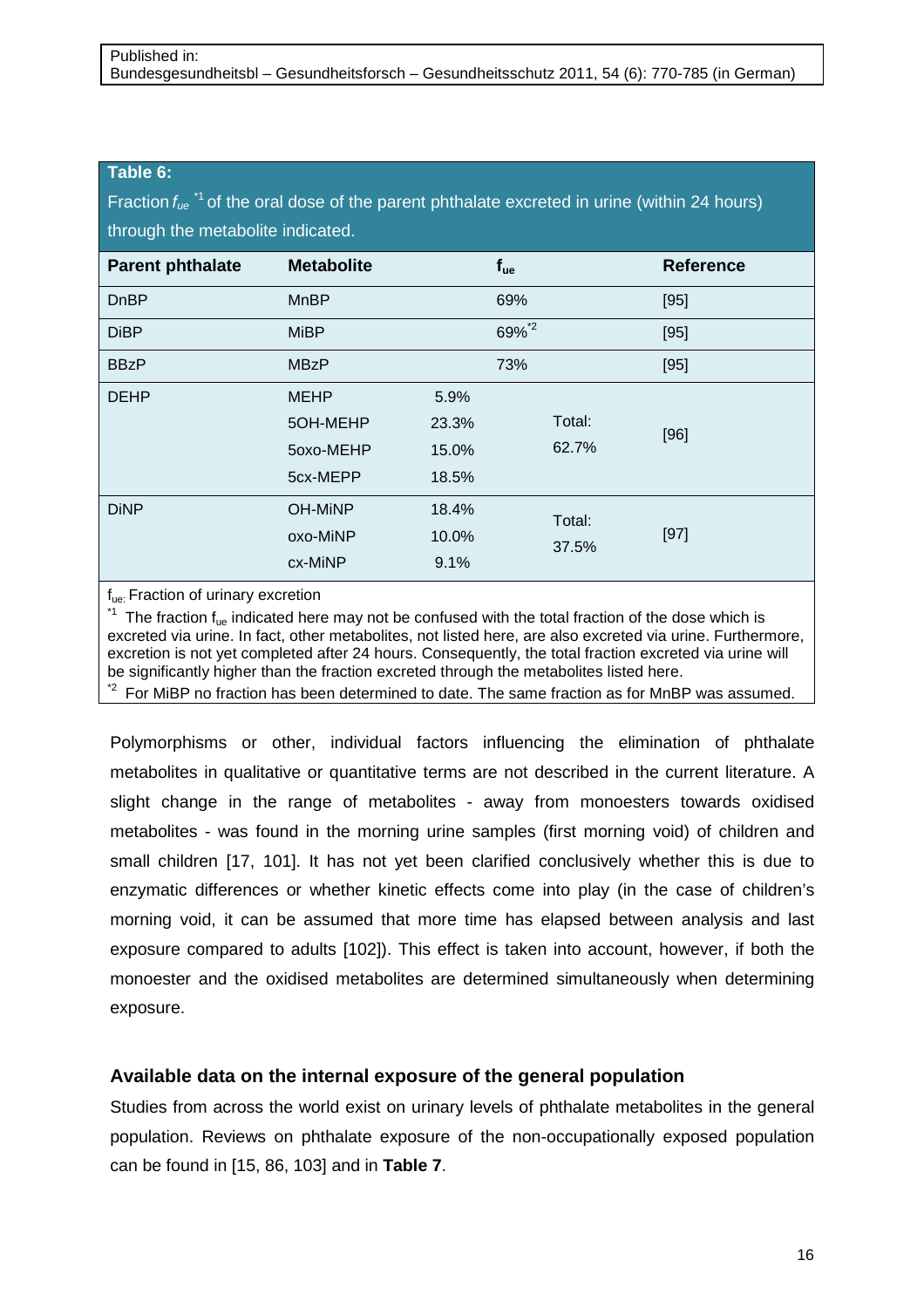**Table 6:**
Fraction $f_{ue}$ [*1] of the oral dose of the parent phthalate excreted in urine (within 24 hours) through the metabolite indicated.

| Parent phthalate | Metabolite | | $f_{ue}$ | Reference |
|---|---|---|---|---|
| DnBP | MnBP | | 69% | [95] |
| DiBP | MiBP | | 69% [*2] | [95] |
| BBzP | MBzP | | 73% | [95] |
| DEHP | MEHP<br>5OH-MEHP<br>5oxo-MEHP<br>5cx-MEPP | 5.9%<br>23.3%<br>15.0%<br>18.5% | Total:<br>62.7% | [96] |
| DiNP | OH-MiNP<br>oxo-MiNP<br>cx-MiNP | 18.4%<br>10.0%<br>9.1% | Total:<br>37.5% | [97] |

$f_{ue}$: Fraction of urinary excretion

[*1] The fraction $f_{ue}$ indicated here may not be confused with the total fraction of the dose which is excreted via urine. In fact, other metabolites, not listed here, are also excreted via urine. Furthermore, excretion is not yet completed after 24 hours. Consequently, the total fraction excreted via urine will be significantly higher than the fraction excreted through the metabolites listed here.

[*2] For MiBP no fraction has been determined to date. The same fraction as for MnBP was assumed.

Polymorphisms or other, individual factors influencing the elimination of phthalate metabolites in qualitative or quantitative terms are not described in the current literature. A slight change in the range of metabolites - away from monoesters towards oxidised metabolites - was found in the morning urine samples (first morning void) of children and small children [17, 101]. It has not yet been clarified conclusively whether this is due to enzymatic differences or whether kinetic effects come into play (in the case of children's morning void, it can be assumed that more time has elapsed between analysis and last exposure compared to adults [102]). This effect is taken into account, however, if both the monoester and the oxidised metabolites are determined simultaneously when determining exposure.

### Available data on the internal exposure of the general population

Studies from across the world exist on urinary levels of phthalate metabolites in the general population. Reviews on phthalate exposure of the non-occupationally exposed population can be found in [15, 86, 103] and in **Table 7**.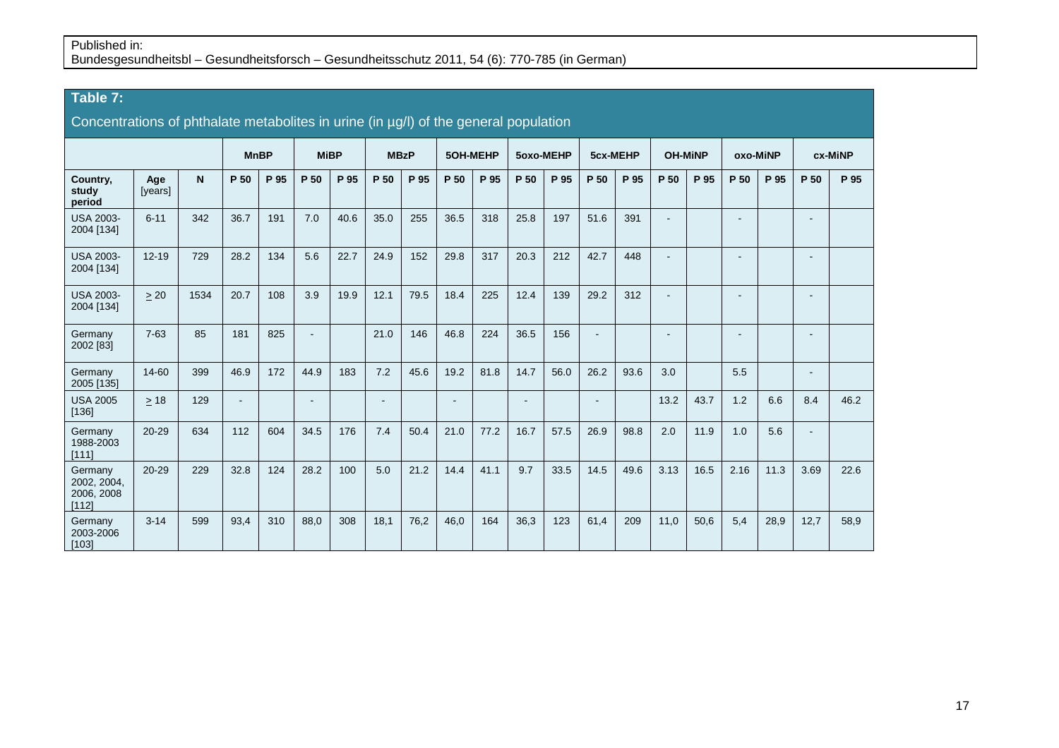Published in:
Bundesgesundheitsbl – Gesundheitsforsch – Gesundheitsschutz 2011, 54 (6): 770-785 (in German)

**Table 7:**

Concentrations of phthalate metabolites in urine (in µg/l) of the general population

| | | | MnBP | | MiBP | | MBzP | | 5OH-MEHP | | 5oxo-MEHP | | 5cx-MEHP | | OH-MiNP | | oxo-MiNP | | cx-MiNP | |
|---|---|---|---|---|---|---|---|---|---|---|---|---|---|---|---|---|---|---|---|---|
| **Country, study period** | **Age** [years] | **N** | **P 50** | **P 95** | **P 50** | **P 95** | **P 50** | **P 95** | **P 50** | **P 95** | **P 50** | **P 95** | **P 50** | **P 95** | **P 50** | **P 95** | **P 50** | **P 95** | **P 50** | **P 95** |
| USA 2003-2004 [134] | 6-11 | 342 | 36.7 | 191 | 7.0 | 40.6 | 35.0 | 255 | 36.5 | 318 | 25.8 | 197 | 51.6 | 391 | - | | - | | - | |
| USA 2003-2004 [134] | 12-19 | 729 | 28.2 | 134 | 5.6 | 22.7 | 24.9 | 152 | 29.8 | 317 | 20.3 | 212 | 42.7 | 448 | - | | - | | - | |
| USA 2003-2004 [134] | ≥ 20 | 1534 | 20.7 | 108 | 3.9 | 19.9 | 12.1 | 79.5 | 18.4 | 225 | 12.4 | 139 | 29.2 | 312 | - | | - | | - | |
| Germany 2002 [83] | 7-63 | 85 | 181 | 825 | - | | 21.0 | 146 | 46.8 | 224 | 36.5 | 156 | - | | - | | - | | - | |
| Germany 2005 [135] | 14-60 | 399 | 46.9 | 172 | 44.9 | 183 | 7.2 | 45.6 | 19.2 | 81.8 | 14.7 | 56.0 | 26.2 | 93.6 | 3.0 | | 5.5 | | - | |
| USA 2005 [136] | ≥ 18 | 129 | - | | - | | - | | - | | - | | - | | 13.2 | 43.7 | 1.2 | 6.6 | 8.4 | 46.2 |
| Germany 1988-2003 [111] | 20-29 | 634 | 112 | 604 | 34.5 | 176 | 7.4 | 50.4 | 21.0 | 77.2 | 16.7 | 57.5 | 26.9 | 98.8 | 2.0 | 11.9 | 1.0 | 5.6 | - | |
| Germany 2002, 2004, 2006, 2008 [112] | 20-29 | 229 | 32.8 | 124 | 28.2 | 100 | 5.0 | 21.2 | 14.4 | 41.1 | 9.7 | 33.5 | 14.5 | 49.6 | 3.13 | 16.5 | 2.16 | 11.3 | 3.69 | 22.6 |
| Germany 2003-2006 [103] | 3-14 | 599 | 93,4 | 310 | 88,0 | 308 | 18,1 | 76,2 | 46,0 | 164 | 36,3 | 123 | 61,4 | 209 | 11,0 | 50,6 | 5,4 | 28,9 | 12,7 | 58,9 |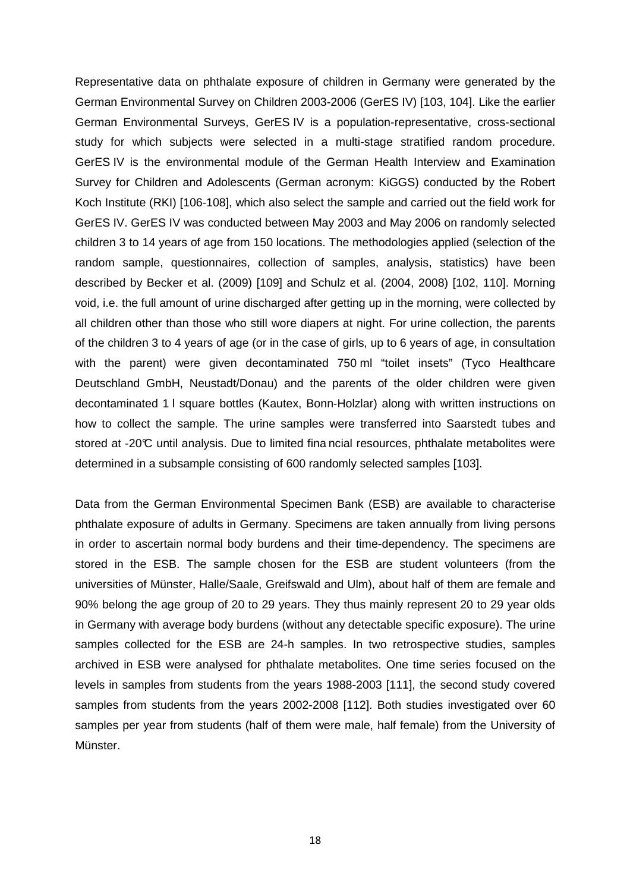Representative data on phthalate exposure of children in Germany were generated by the German Environmental Survey on Children 2003-2006 (GerES IV) [103, 104]. Like the earlier German Environmental Surveys, GerES IV is a population-representative, cross-sectional study for which subjects were selected in a multi-stage stratified random procedure. GerES IV is the environmental module of the German Health Interview and Examination Survey for Children and Adolescents (German acronym: KiGGS) conducted by the Robert Koch Institute (RKI) [106-108], which also select the sample and carried out the field work for GerES IV. GerES IV was conducted between May 2003 and May 2006 on randomly selected children 3 to 14 years of age from 150 locations. The methodologies applied (selection of the random sample, questionnaires, collection of samples, analysis, statistics) have been described by Becker et al. (2009) [109] and Schulz et al. (2004, 2008) [102, 110]. Morning void, i.e. the full amount of urine discharged after getting up in the morning, were collected by all children other than those who still wore diapers at night. For urine collection, the parents of the children 3 to 4 years of age (or in the case of girls, up to 6 years of age, in consultation with the parent) were given decontaminated 750 ml "toilet insets" (Tyco Healthcare Deutschland GmbH, Neustadt/Donau) and the parents of the older children were given decontaminated 1 l square bottles (Kautex, Bonn-Holzlar) along with written instructions on how to collect the sample. The urine samples were transferred into Saarstedt tubes and stored at -20°C until analysis. Due to limited financial resources, phthalate metabolites were determined in a subsample consisting of 600 randomly selected samples [103].

Data from the German Environmental Specimen Bank (ESB) are available to characterise phthalate exposure of adults in Germany. Specimens are taken annually from living persons in order to ascertain normal body burdens and their time-dependency. The specimens are stored in the ESB. The sample chosen for the ESB are student volunteers (from the universities of Münster, Halle/Saale, Greifswald and Ulm), about half of them are female and 90% belong the age group of 20 to 29 years. They thus mainly represent 20 to 29 year olds in Germany with average body burdens (without any detectable specific exposure). The urine samples collected for the ESB are 24-h samples. In two retrospective studies, samples archived in ESB were analysed for phthalate metabolites. One time series focused on the levels in samples from students from the years 1988-2003 [111], the second study covered samples from students from the years 2002-2008 [112]. Both studies investigated over 60 samples per year from students (half of them were male, half female) from the University of Münster.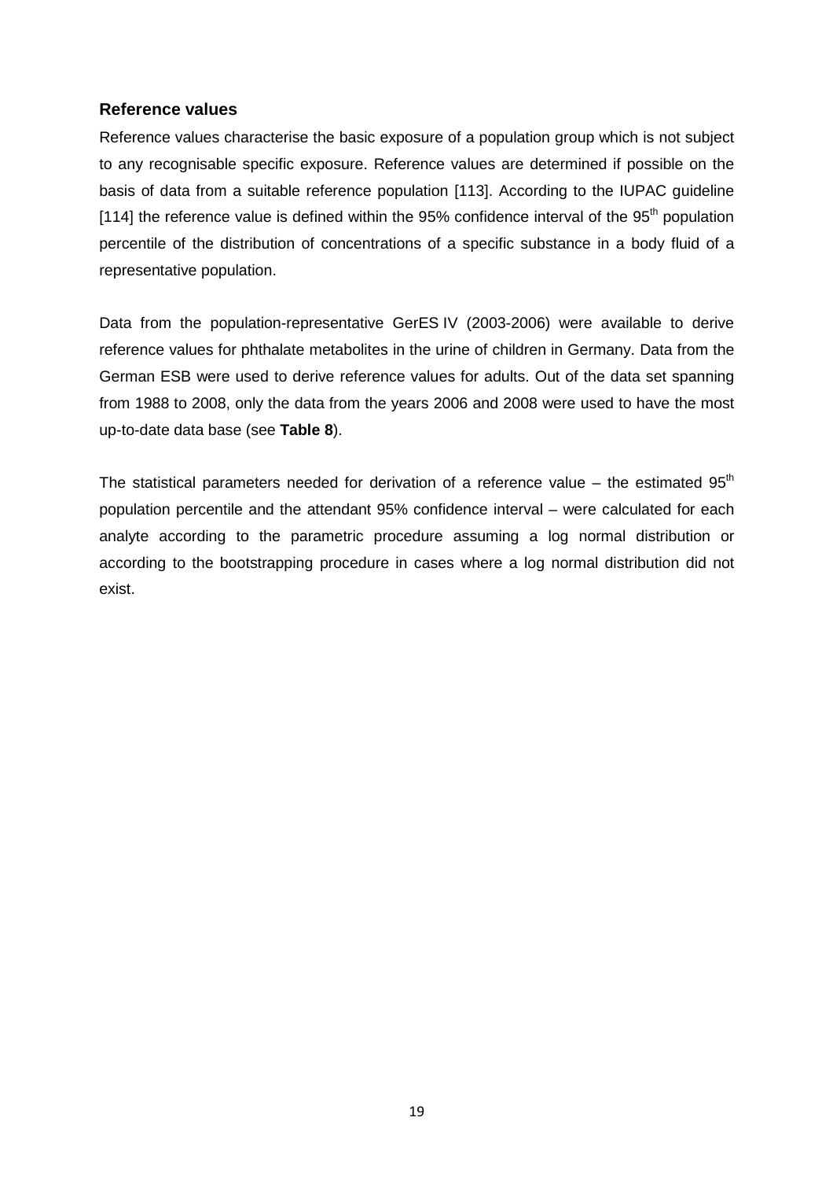### Reference values

Reference values characterise the basic exposure of a population group which is not subject to any recognisable specific exposure. Reference values are determined if possible on the basis of data from a suitable reference population [113]. According to the IUPAC guideline [114] the reference value is defined within the 95% confidence interval of the 95th population percentile of the distribution of concentrations of a specific substance in a body fluid of a representative population.

Data from the population-representative GerES IV (2003-2006) were available to derive reference values for phthalate metabolites in the urine of children in Germany. Data from the German ESB were used to derive reference values for adults. Out of the data set spanning from 1988 to 2008, only the data from the years 2006 and 2008 were used to have the most up-to-date data base (see **Table 8**).

The statistical parameters needed for derivation of a reference value – the estimated 95th population percentile and the attendant 95% confidence interval – were calculated for each analyte according to the parametric procedure assuming a log normal distribution or according to the bootstrapping procedure in cases where a log normal distribution did not exist.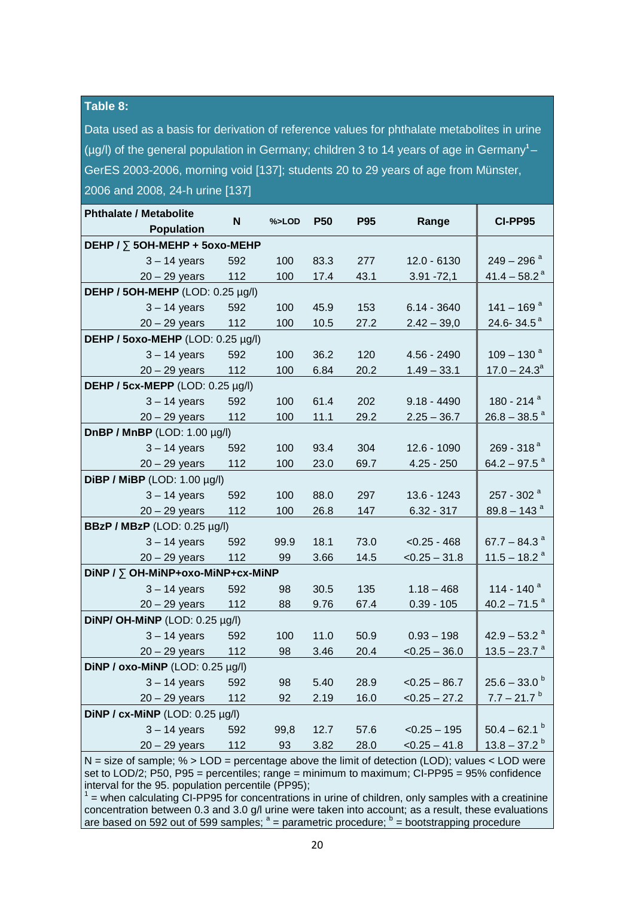**Table 8:**

Data used as a basis for derivation of reference values for phthalate metabolites in urine (µg/l) of the general population in Germany; children 3 to 14 years of age in Germany[1] – GerES 2003-2006, morning void [137]; students 20 to 29 years of age from Münster, 2006 and 2008, 24-h urine [137]

| Phthalate / Metabolite<br>Population | N | %>LOD | P50 | P95 | Range | CI-PP95 |
|---|---|---|---|---|---|---|
| **DEHP / ∑ 5OH-MEHP + 5oxo-MEHP** | | | | | | |
| 3 – 14 years | 592 | 100 | 83.3 | 277 | 12.0 - 6130 | 249 – 296 [a] |
| 20 – 29 years | 112 | 100 | 17.4 | 43.1 | 3.91 -72,1 | 41.4 – 58.2 [a] |
| **DEHP / 5OH-MEHP** (LOD: 0.25 µg/l) | | | | | | |
| 3 – 14 years | 592 | 100 | 45.9 | 153 | 6.14 - 3640 | 141 – 169 [a] |
| 20 – 29 years | 112 | 100 | 10.5 | 27.2 | 2.42 – 39,0 | 24.6- 34.5 [a] |
| **DEHP / 5oxo-MEHP** (LOD: 0.25 µg/l) | | | | | | |
| 3 – 14 years | 592 | 100 | 36.2 | 120 | 4.56 - 2490 | 109 – 130 [a] |
| 20 – 29 years | 112 | 100 | 6.84 | 20.2 | 1.49 – 33.1 | 17.0 – 24.3 [a] |
| **DEHP / 5cx-MEPP** (LOD: 0.25 µg/l) | | | | | | |
| 3 – 14 years | 592 | 100 | 61.4 | 202 | 9.18 - 4490 | 180 - 214 [a] |
| 20 – 29 years | 112 | 100 | 11.1 | 29.2 | 2.25 – 36.7 | 26.8 – 38.5 [a] |
| **DnBP / MnBP** (LOD: 1.00 µg/l) | | | | | | |
| 3 – 14 years | 592 | 100 | 93.4 | 304 | 12.6 - 1090 | 269 - 318 [a] |
| 20 – 29 years | 112 | 100 | 23.0 | 69.7 | 4.25 - 250 | 64.2 – 97.5 [a] |
| **DiBP / MiBP** (LOD: 1.00 µg/l) | | | | | | |
| 3 – 14 years | 592 | 100 | 88.0 | 297 | 13.6 - 1243 | 257 - 302 [a] |
| 20 – 29 years | 112 | 100 | 26.8 | 147 | 6.32 - 317 | 89.8 – 143 [a] |
| **BBzP / MBzP** (LOD: 0.25 µg/l) | | | | | | |
| 3 – 14 years | 592 | 99.9 | 18.1 | 73.0 | <0.25 - 468 | 67.7 – 84.3 [a] |
| 20 – 29 years | 112 | 99 | 3.66 | 14.5 | <0.25 – 31.8 | 11.5 – 18.2 [a] |
| **DiNP / ∑ OH-MiNP+oxo-MiNP+cx-MiNP** | | | | | | |
| 3 – 14 years | 592 | 98 | 30.5 | 135 | 1.18 – 468 | 114 - 140 [a] |
| 20 – 29 years | 112 | 88 | 9.76 | 67.4 | 0.39 - 105 | 40.2 – 71.5 [a] |
| **DiNP/ OH-MiNP** (LOD: 0.25 µg/l) | | | | | | |
| 3 – 14 years | 592 | 100 | 11.0 | 50.9 | 0.93 – 198 | 42.9 – 53.2 [a] |
| 20 – 29 years | 112 | 98 | 3.46 | 20.4 | <0.25 – 36.0 | 13.5 – 23.7 [a] |
| **DiNP / oxo-MiNP** (LOD: 0.25 µg/l) | | | | | | |
| 3 – 14 years | 592 | 98 | 5.40 | 28.9 | <0.25 – 86.7 | 25.6 – 33.0 [b] |
| 20 – 29 years | 112 | 92 | 2.19 | 16.0 | <0.25 – 27.2 | 7.7 – 21.7 [b] |
| **DiNP / cx-MiNP** (LOD: 0.25 µg/l) | | | | | | |
| 3 – 14 years | 592 | 99,8 | 12.7 | 57.6 | <0.25 – 195 | 50.4 – 62.1 [b] |
| 20 – 29 years | 112 | 93 | 3.82 | 28.0 | <0.25 – 41.8 | 13.8 – 37.2 [b] |

N = size of sample; % > LOD = percentage above the limit of detection (LOD); values < LOD were set to LOD/2; P50, P95 = percentiles; range = minimum to maximum; CI-PP95 = 95% confidence interval for the 95. population percentile (PP95);
[1] = when calculating CI-PP95 for concentrations in urine of children, only samples with a creatinine concentration between 0.3 and 3.0 g/l urine were taken into account; as a result, these evaluations are based on 592 out of 599 samples; [a] = parametric procedure; [b] = bootstrapping procedure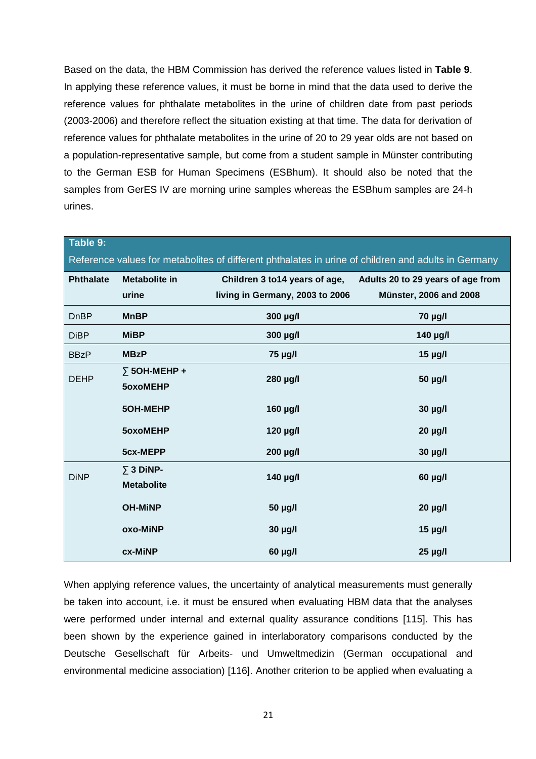Based on the data, the HBM Commission has derived the reference values listed in **Table 9**. In applying these reference values, it must be borne in mind that the data used to derive the reference values for phthalate metabolites in the urine of children date from past periods (2003-2006) and therefore reflect the situation existing at that time. The data for derivation of reference values for phthalate metabolites in the urine of 20 to 29 year olds are not based on a population-representative sample, but come from a student sample in Münster contributing to the German ESB for Human Specimens (ESBhum). It should also be noted that the samples from GerES IV are morning urine samples whereas the ESBhum samples are 24-h urines.

**Table 9:**
Reference values for metabolites of different phthalates in urine of children and adults in Germany

| Phthalate | Metabolite in urine | Children 3 to14 years of age, living in Germany, 2003 to 2006 | Adults 20 to 29 years of age from Münster, 2006 and 2008 |
|---|---|---|---|
| DnBP | **MnBP** | **300 µg/l** | **70 µg/l** |
| DiBP | **MiBP** | **300 µg/l** | **140 µg/l** |
| BBzP | **MBzP** | **75 µg/l** | **15 µg/l** |
| DEHP | **∑ 5OH-MEHP + 5oxoMEHP** | **280 µg/l** | **50 µg/l** |
| | **5OH-MEHP** | **160 µg/l** | **30 µg/l** |
| | **5oxoMEHP** | **120 µg/l** | **20 µg/l** |
| | **5cx-MEPP** | **200 µg/l** | **30 µg/l** |
| DiNP | **∑ 3 DiNP-Metabolite** | **140 µg/l** | **60 µg/l** |
| | **OH-MiNP** | **50 µg/l** | **20 µg/l** |
| | **oxo-MiNP** | **30 µg/l** | **15 µg/l** |
| | **cx-MiNP** | **60 µg/l** | **25 µg/l** |

When applying reference values, the uncertainty of analytical measurements must generally be taken into account, i.e. it must be ensured when evaluating HBM data that the analyses were performed under internal and external quality assurance conditions [115]. This has been shown by the experience gained in interlaboratory comparisons conducted by the Deutsche Gesellschaft für Arbeits- und Umweltmedizin (German occupational and environmental medicine association) [116]. Another criterion to be applied when evaluating a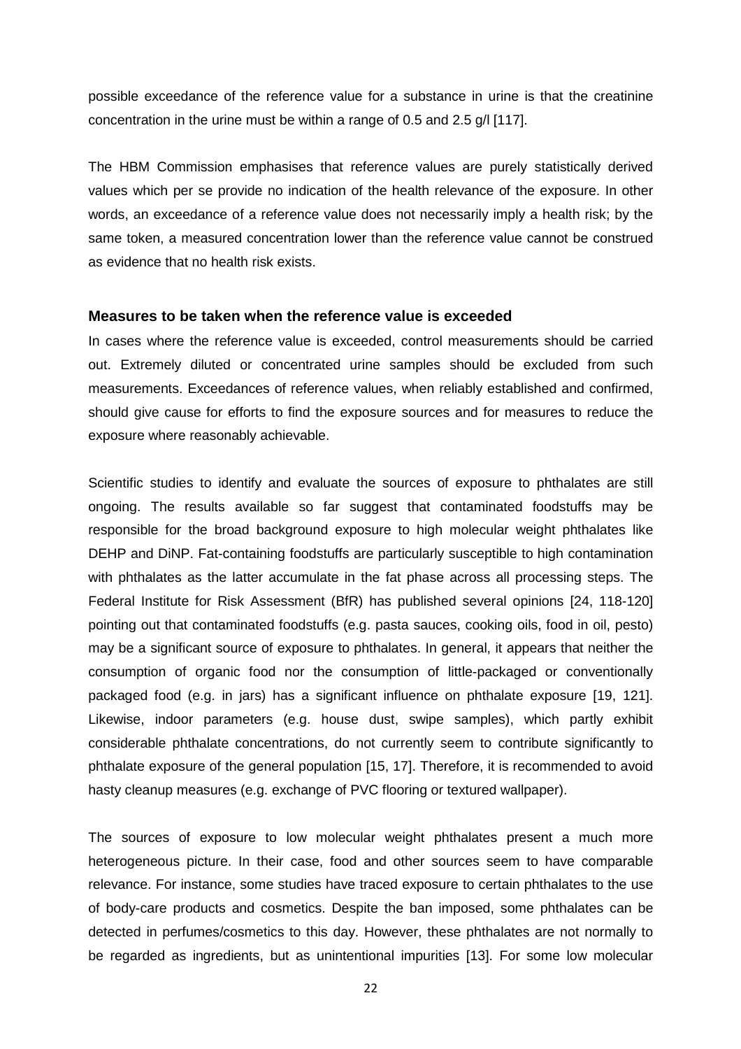possible exceedance of the reference value for a substance in urine is that the creatinine concentration in the urine must be within a range of 0.5 and 2.5 g/l [117].

The HBM Commission emphasises that reference values are purely statistically derived values which per se provide no indication of the health relevance of the exposure. In other words, an exceedance of a reference value does not necessarily imply a health risk; by the same token, a measured concentration lower than the reference value cannot be construed as evidence that no health risk exists.

### Measures to be taken when the reference value is exceeded

In cases where the reference value is exceeded, control measurements should be carried out. Extremely diluted or concentrated urine samples should be excluded from such measurements. Exceedances of reference values, when reliably established and confirmed, should give cause for efforts to find the exposure sources and for measures to reduce the exposure where reasonably achievable.

Scientific studies to identify and evaluate the sources of exposure to phthalates are still ongoing. The results available so far suggest that contaminated foodstuffs may be responsible for the broad background exposure to high molecular weight phthalates like DEHP and DiNP. Fat-containing foodstuffs are particularly susceptible to high contamination with phthalates as the latter accumulate in the fat phase across all processing steps. The Federal Institute for Risk Assessment (BfR) has published several opinions [24, 118-120] pointing out that contaminated foodstuffs (e.g. pasta sauces, cooking oils, food in oil, pesto) may be a significant source of exposure to phthalates. In general, it appears that neither the consumption of organic food nor the consumption of little-packaged or conventionally packaged food (e.g. in jars) has a significant influence on phthalate exposure [19, 121]. Likewise, indoor parameters (e.g. house dust, swipe samples), which partly exhibit considerable phthalate concentrations, do not currently seem to contribute significantly to phthalate exposure of the general population [15, 17]. Therefore, it is recommended to avoid hasty cleanup measures (e.g. exchange of PVC flooring or textured wallpaper).

The sources of exposure to low molecular weight phthalates present a much more heterogeneous picture. In their case, food and other sources seem to have comparable relevance. For instance, some studies have traced exposure to certain phthalates to the use of body-care products and cosmetics. Despite the ban imposed, some phthalates can be detected in perfumes/cosmetics to this day. However, these phthalates are not normally to be regarded as ingredients, but as unintentional impurities [13]. For some low molecular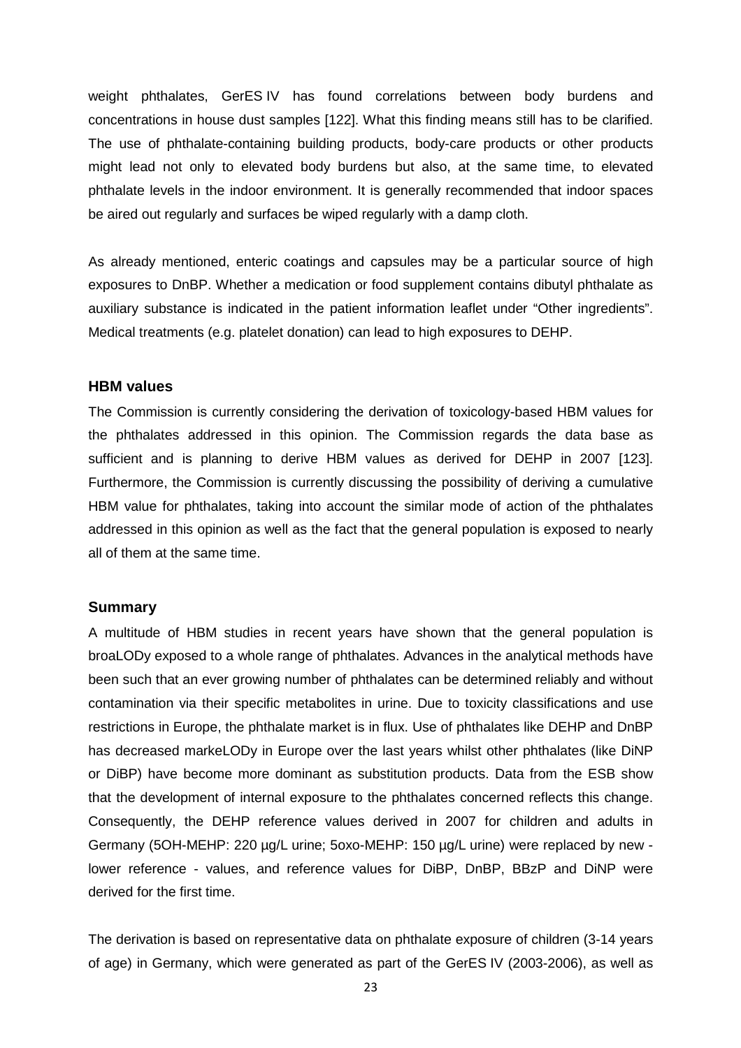weight phthalates, GerES IV has found correlations between body burdens and concentrations in house dust samples [122]. What this finding means still has to be clarified. The use of phthalate-containing building products, body-care products or other products might lead not only to elevated body burdens but also, at the same time, to elevated phthalate levels in the indoor environment. It is generally recommended that indoor spaces be aired out regularly and surfaces be wiped regularly with a damp cloth.

As already mentioned, enteric coatings and capsules may be a particular source of high exposures to DnBP. Whether a medication or food supplement contains dibutyl phthalate as auxiliary substance is indicated in the patient information leaflet under "Other ingredients". Medical treatments (e.g. platelet donation) can lead to high exposures to DEHP.

## HBM values

The Commission is currently considering the derivation of toxicology-based HBM values for the phthalates addressed in this opinion. The Commission regards the data base as sufficient and is planning to derive HBM values as derived for DEHP in 2007 [123]. Furthermore, the Commission is currently discussing the possibility of deriving a cumulative HBM value for phthalates, taking into account the similar mode of action of the phthalates addressed in this opinion as well as the fact that the general population is exposed to nearly all of them at the same time.

## Summary

A multitude of HBM studies in recent years have shown that the general population is broaLODy exposed to a whole range of phthalates. Advances in the analytical methods have been such that an ever growing number of phthalates can be determined reliably and without contamination via their specific metabolites in urine. Due to toxicity classifications and use restrictions in Europe, the phthalate market is in flux. Use of phthalates like DEHP and DnBP has decreased markeLODy in Europe over the last years whilst other phthalates (like DiNP or DiBP) have become more dominant as substitution products. Data from the ESB show that the development of internal exposure to the phthalates concerned reflects this change. Consequently, the DEHP reference values derived in 2007 for children and adults in Germany (5OH-MEHP: 220 µg/L urine; 5oxo-MEHP: 150 µg/L urine) were replaced by new - lower reference - values, and reference values for DiBP, DnBP, BBzP and DiNP were derived for the first time.

The derivation is based on representative data on phthalate exposure of children (3-14 years of age) in Germany, which were generated as part of the GerES IV (2003-2006), as well as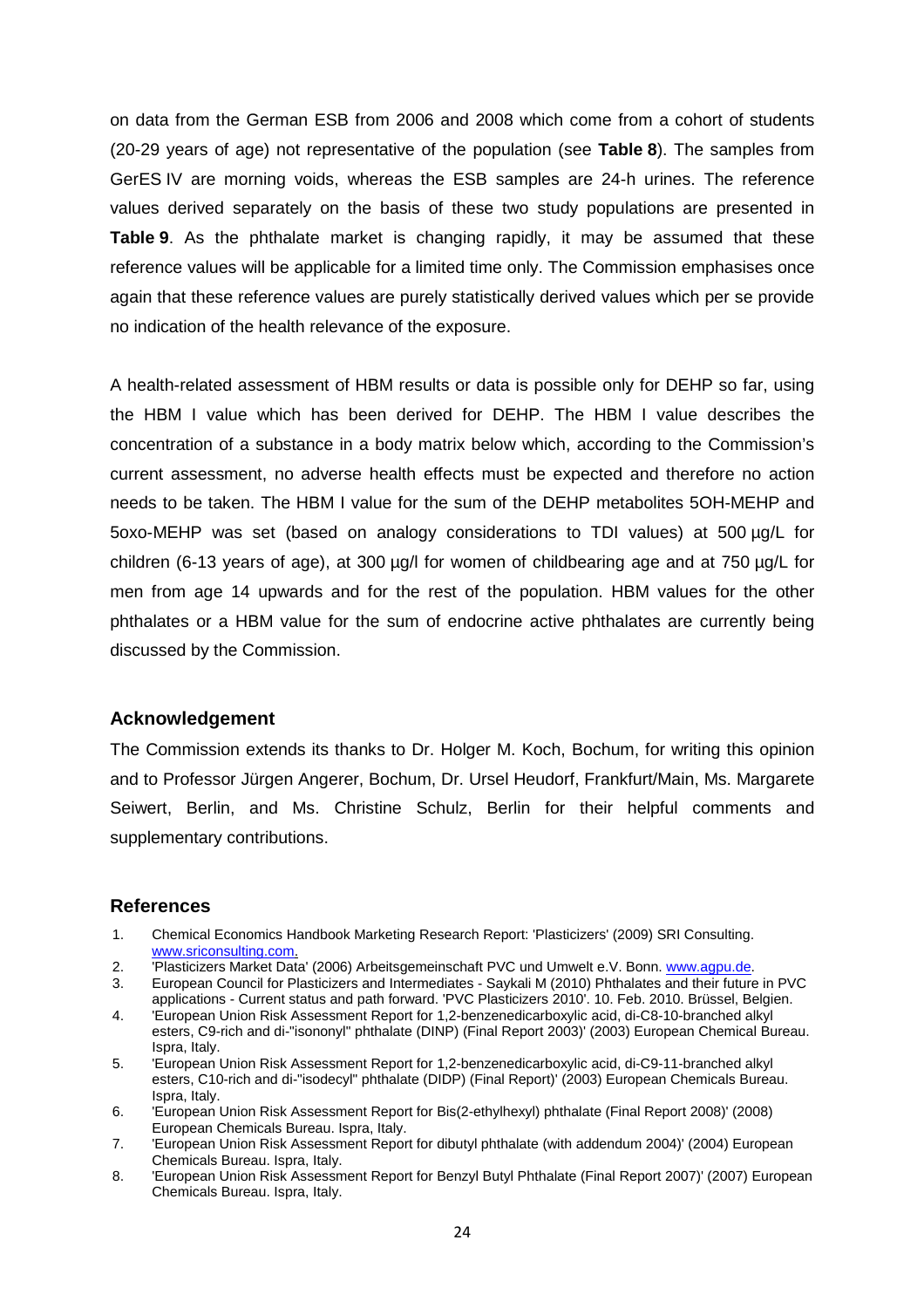on data from the German ESB from 2006 and 2008 which come from a cohort of students (20-29 years of age) not representative of the population (see **Table 8**). The samples from GerES IV are morning voids, whereas the ESB samples are 24-h urines. The reference values derived separately on the basis of these two study populations are presented in **Table 9**. As the phthalate market is changing rapidly, it may be assumed that these reference values will be applicable for a limited time only. The Commission emphasises once again that these reference values are purely statistically derived values which per se provide no indication of the health relevance of the exposure.

A health-related assessment of HBM results or data is possible only for DEHP so far, using the HBM I value which has been derived for DEHP. The HBM I value describes the concentration of a substance in a body matrix below which, according to the Commission's current assessment, no adverse health effects must be expected and therefore no action needs to be taken. The HBM I value for the sum of the DEHP metabolites 5OH-MEHP and 5oxo-MEHP was set (based on analogy considerations to TDI values) at 500 µg/L for children (6-13 years of age), at 300 µg/l for women of childbearing age and at 750 µg/L for men from age 14 upwards and for the rest of the population. HBM values for the other phthalates or a HBM value for the sum of endocrine active phthalates are currently being discussed by the Commission.

## Acknowledgement

The Commission extends its thanks to Dr. Holger M. Koch, Bochum, for writing this opinion and to Professor Jürgen Angerer, Bochum, Dr. Ursel Heudorf, Frankfurt/Main, Ms. Margarete Seiwert, Berlin, and Ms. Christine Schulz, Berlin for their helpful comments and supplementary contributions.

## References

1. Chemical Economics Handbook Marketing Research Report: 'Plasticizers' (2009) SRI Consulting. www.sriconsulting.com.
2. 'Plasticizers Market Data' (2006) Arbeitsgemeinschaft PVC und Umwelt e.V. Bonn. www.agpu.de.
3. European Council for Plasticizers and Intermediates - Saykali M (2010) Phthalates and their future in PVC applications - Current status and path forward. 'PVC Plasticizers 2010'. 10. Feb. 2010. Brüssel, Belgien.
4. 'European Union Risk Assessment Report for 1,2-benzenedicarboxylic acid, di-C8-10-branched alkyl esters, C9-rich and di-"isononyl" phthalate (DINP) (Final Report 2003)' (2003) European Chemical Bureau. Ispra, Italy.
5. 'European Union Risk Assessment Report for 1,2-benzenedicarboxylic acid, di-C9-11-branched alkyl esters, C10-rich and di-"isodecyl" phthalate (DIDP) (Final Report)' (2003) European Chemicals Bureau. Ispra, Italy.
6. 'European Union Risk Assessment Report for Bis(2-ethylhexyl) phthalate (Final Report 2008)' (2008) European Chemicals Bureau. Ispra, Italy.
7. 'European Union Risk Assessment Report for dibutyl phthalate (with addendum 2004)' (2004) European Chemicals Bureau. Ispra, Italy.
8. 'European Union Risk Assessment Report for Benzyl Butyl Phthalate (Final Report 2007)' (2007) European Chemicals Bureau. Ispra, Italy.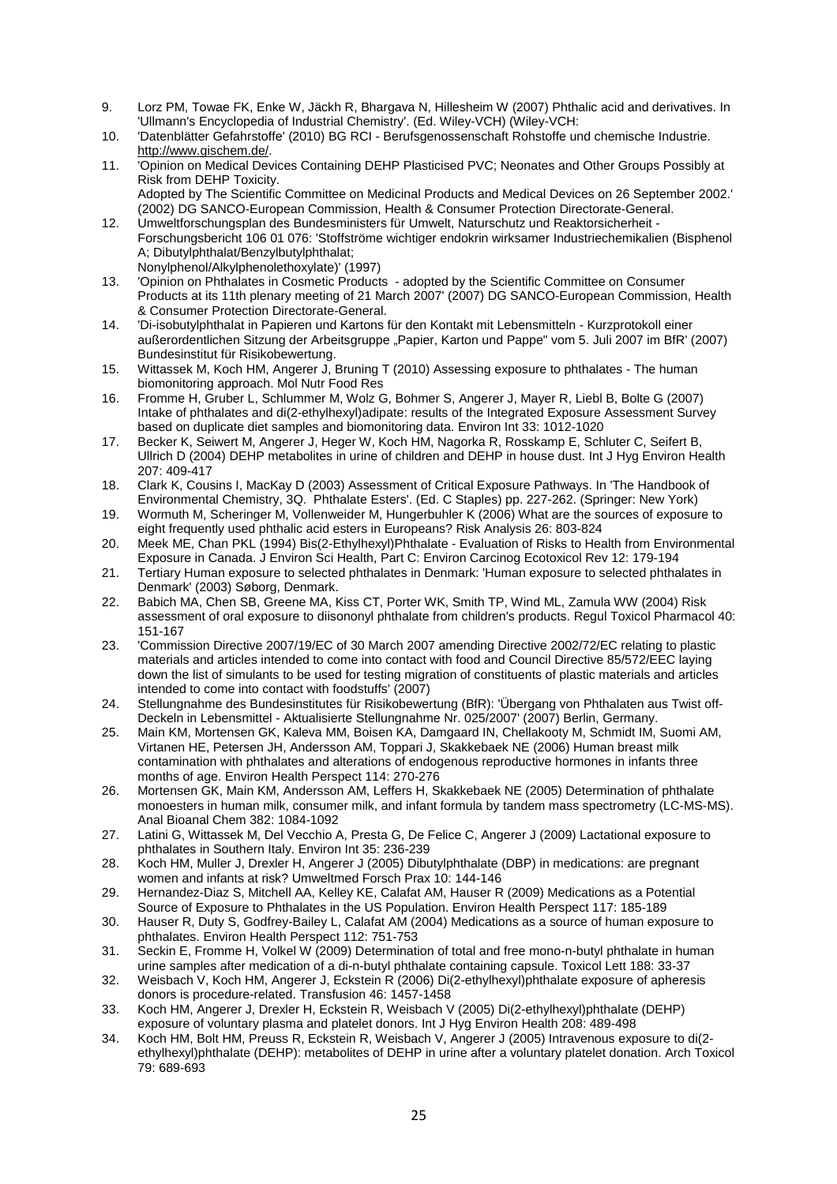9. Lorz PM, Towae FK, Enke W, Jäckh R, Bhargava N, Hillesheim W (2007) Phthalic acid and derivatives. In 'Ullmann's Encyclopedia of Industrial Chemistry'. (Ed. Wiley-VCH) (Wiley-VCH:
10. 'Datenblätter Gefahrstoffe' (2010) BG RCI - Berufsgenossenschaft Rohstoffe und chemische Industrie. http://www.gischem.de/.
11. 'Opinion on Medical Devices Containing DEHP Plasticised PVC; Neonates and Other Groups Possibly at Risk from DEHP Toxicity.
    Adopted by The Scientific Committee on Medicinal Products and Medical Devices on 26 September 2002.' (2002) DG SANCO-European Commission, Health & Consumer Protection Directorate-General.
12. Umweltforschungsplan des Bundesministers für Umwelt, Naturschutz und Reaktorsicherheit - Forschungsbericht 106 01 076: 'Stoffströme wichtiger endokrin wirksamer Industriechemikalien (Bisphenol A; Dibutylphthalat/Benzylbutylphthalat;
    Nonylphenol/Alkylphenolethoxylate)' (1997)
13. 'Opinion on Phthalates in Cosmetic Products - adopted by the Scientific Committee on Consumer Products at its 11th plenary meeting of 21 March 2007' (2007) DG SANCO-European Commission, Health & Consumer Protection Directorate-General.
14. 'Di-isobutylphthalat in Papieren und Kartons für den Kontakt mit Lebensmitteln - Kurzprotokoll einer außerordentlichen Sitzung der Arbeitsgruppe „Papier, Karton und Pappe" vom 5. Juli 2007 im BfR' (2007) Bundesinstitut für Risikobewertung.
15. Wittassek M, Koch HM, Angerer J, Bruning T (2010) Assessing exposure to phthalates - The human biomonitoring approach. Mol Nutr Food Res
16. Fromme H, Gruber L, Schlummer M, Wolz G, Bohmer S, Angerer J, Mayer R, Liebl B, Bolte G (2007) Intake of phthalates and di(2-ethylhexyl)adipate: results of the Integrated Exposure Assessment Survey based on duplicate diet samples and biomonitoring data. Environ Int 33: 1012-1020
17. Becker K, Seiwert M, Angerer J, Heger W, Koch HM, Nagorka R, Rosskamp E, Schluter C, Seifert B, Ullrich D (2004) DEHP metabolites in urine of children and DEHP in house dust. Int J Hyg Environ Health 207: 409-417
18. Clark K, Cousins I, MacKay D (2003) Assessment of Critical Exposure Pathways. In 'The Handbook of Environmental Chemistry, 3Q. Phthalate Esters'. (Ed. C Staples) pp. 227-262. (Springer: New York)
19. Wormuth M, Scheringer M, Vollenweider M, Hungerbuhler K (2006) What are the sources of exposure to eight frequently used phthalic acid esters in Europeans? Risk Analysis 26: 803-824
20. Meek ME, Chan PKL (1994) Bis(2-Ethylhexyl)Phthalate - Evaluation of Risks to Health from Environmental Exposure in Canada. J Environ Sci Health, Part C: Environ Carcinog Ecotoxicol Rev 12: 179-194
21. Tertiary Human exposure to selected phthalates in Denmark: 'Human exposure to selected phthalates in Denmark' (2003) Søborg, Denmark.
22. Babich MA, Chen SB, Greene MA, Kiss CT, Porter WK, Smith TP, Wind ML, Zamula WW (2004) Risk assessment of oral exposure to diisononyl phthalate from children's products. Regul Toxicol Pharmacol 40: 151-167
23. 'Commission Directive 2007/19/EC of 30 March 2007 amending Directive 2002/72/EC relating to plastic materials and articles intended to come into contact with food and Council Directive 85/572/EEC laying down the list of simulants to be used for testing migration of constituents of plastic materials and articles intended to come into contact with foodstuffs' (2007)
24. Stellungnahme des Bundesinstitutes für Risikobewertung (BfR): 'Übergang von Phthalaten aus Twist off-Deckeln in Lebensmittel - Aktualisierte Stellungnahme Nr. 025/2007' (2007) Berlin, Germany.
25. Main KM, Mortensen GK, Kaleva MM, Boisen KA, Damgaard IN, Chellakooty M, Schmidt IM, Suomi AM, Virtanen HE, Petersen JH, Andersson AM, Toppari J, Skakkebaek NE (2006) Human breast milk contamination with phthalates and alterations of endogenous reproductive hormones in infants three months of age. Environ Health Perspect 114: 270-276
26. Mortensen GK, Main KM, Andersson AM, Leffers H, Skakkebaek NE (2005) Determination of phthalate monoesters in human milk, consumer milk, and infant formula by tandem mass spectrometry (LC-MS-MS). Anal Bioanal Chem 382: 1084-1092
27. Latini G, Wittassek M, Del Vecchio A, Presta G, De Felice C, Angerer J (2009) Lactational exposure to phthalates in Southern Italy. Environ Int 35: 236-239
28. Koch HM, Muller J, Drexler H, Angerer J (2005) Dibutylphthalate (DBP) in medications: are pregnant women and infants at risk? Umweltmed Forsch Prax 10: 144-146
29. Hernandez-Diaz S, Mitchell AA, Kelley KE, Calafat AM, Hauser R (2009) Medications as a Potential Source of Exposure to Phthalates in the US Population. Environ Health Perspect 117: 185-189
30. Hauser R, Duty S, Godfrey-Bailey L, Calafat AM (2004) Medications as a source of human exposure to phthalates. Environ Health Perspect 112: 751-753
31. Seckin E, Fromme H, Volkel W (2009) Determination of total and free mono-n-butyl phthalate in human urine samples after medication of a di-n-butyl phthalate containing capsule. Toxicol Lett 188: 33-37
32. Weisbach V, Koch HM, Angerer J, Eckstein R (2006) Di(2-ethylhexyl)phthalate exposure of apheresis donors is procedure-related. Transfusion 46: 1457-1458
33. Koch HM, Angerer J, Drexler H, Eckstein R, Weisbach V (2005) Di(2-ethylhexyl)phthalate (DEHP) exposure of voluntary plasma and platelet donors. Int J Hyg Environ Health 208: 489-498
34. Koch HM, Bolt HM, Preuss R, Eckstein R, Weisbach V, Angerer J (2005) Intravenous exposure to di(2-ethylhexyl)phthalate (DEHP): metabolites of DEHP in urine after a voluntary platelet donation. Arch Toxicol 79: 689-693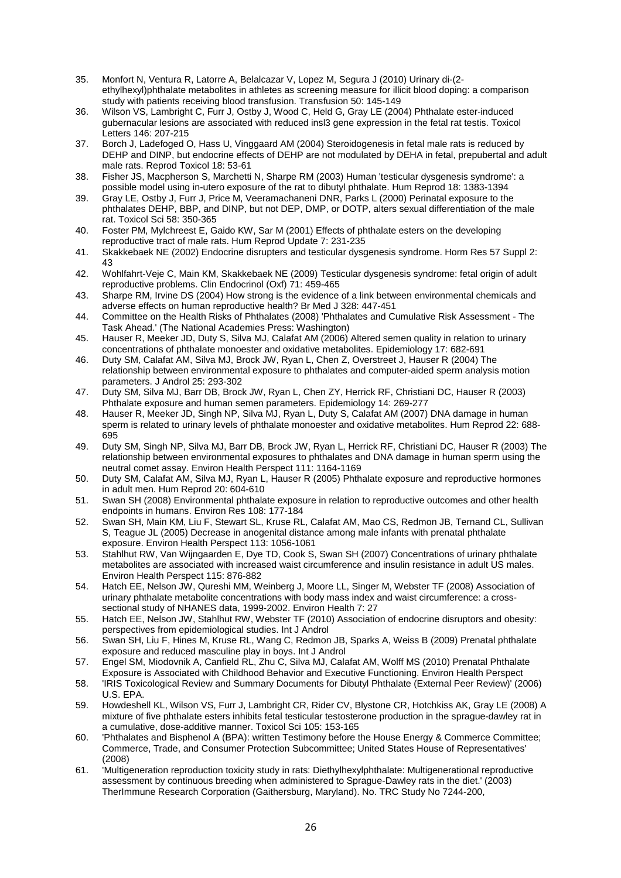35. Monfort N, Ventura R, Latorre A, Belalcazar V, Lopez M, Segura J (2010) Urinary di-(2-ethylhexyl)phthalate metabolites in athletes as screening measure for illicit blood doping: a comparison study with patients receiving blood transfusion. Transfusion 50: 145-149
36. Wilson VS, Lambright C, Furr J, Ostby J, Wood C, Held G, Gray LE (2004) Phthalate ester-induced gubernacular lesions are associated with reduced insl3 gene expression in the fetal rat testis. Toxicol Letters 146: 207-215
37. Borch J, Ladefoged O, Hass U, Vinggaard AM (2004) Steroidogenesis in fetal male rats is reduced by DEHP and DINP, but endocrine effects of DEHP are not modulated by DEHA in fetal, prepubertal and adult male rats. Reprod Toxicol 18: 53-61
38. Fisher JS, Macpherson S, Marchetti N, Sharpe RM (2003) Human 'testicular dysgenesis syndrome': a possible model using in-utero exposure of the rat to dibutyl phthalate. Hum Reprod 18: 1383-1394
39. Gray LE, Ostby J, Furr J, Price M, Veeramachaneni DNR, Parks L (2000) Perinatal exposure to the phthalates DEHP, BBP, and DINP, but not DEP, DMP, or DOTP, alters sexual differentiation of the male rat. Toxicol Sci 58: 350-365
40. Foster PM, Mylchreest E, Gaido KW, Sar M (2001) Effects of phthalate esters on the developing reproductive tract of male rats. Hum Reprod Update 7: 231-235
41. Skakkebaek NE (2002) Endocrine disrupters and testicular dysgenesis syndrome. Horm Res 57 Suppl 2: 43
42. Wohlfahrt-Veje C, Main KM, Skakkebaek NE (2009) Testicular dysgenesis syndrome: fetal origin of adult reproductive problems. Clin Endocrinol (Oxf) 71: 459-465
43. Sharpe RM, Irvine DS (2004) How strong is the evidence of a link between environmental chemicals and adverse effects on human reproductive health? Br Med J 328: 447-451
44. Committee on the Health Risks of Phthalates (2008) 'Phthalates and Cumulative Risk Assessment - The Task Ahead.' (The National Academies Press: Washington)
45. Hauser R, Meeker JD, Duty S, Silva MJ, Calafat AM (2006) Altered semen quality in relation to urinary concentrations of phthalate monoester and oxidative metabolites. Epidemiology 17: 682-691
46. Duty SM, Calafat AM, Silva MJ, Brock JW, Ryan L, Chen Z, Overstreet J, Hauser R (2004) The relationship between environmental exposure to phthalates and computer-aided sperm analysis motion parameters. J Androl 25: 293-302
47. Duty SM, Silva MJ, Barr DB, Brock JW, Ryan L, Chen ZY, Herrick RF, Christiani DC, Hauser R (2003) Phthalate exposure and human semen parameters. Epidemiology 14: 269-277
48. Hauser R, Meeker JD, Singh NP, Silva MJ, Ryan L, Duty S, Calafat AM (2007) DNA damage in human sperm is related to urinary levels of phthalate monoester and oxidative metabolites. Hum Reprod 22: 688-695
49. Duty SM, Singh NP, Silva MJ, Barr DB, Brock JW, Ryan L, Herrick RF, Christiani DC, Hauser R (2003) The relationship between environmental exposures to phthalates and DNA damage in human sperm using the neutral comet assay. Environ Health Perspect 111: 1164-1169
50. Duty SM, Calafat AM, Silva MJ, Ryan L, Hauser R (2005) Phthalate exposure and reproductive hormones in adult men. Hum Reprod 20: 604-610
51. Swan SH (2008) Environmental phthalate exposure in relation to reproductive outcomes and other health endpoints in humans. Environ Res 108: 177-184
52. Swan SH, Main KM, Liu F, Stewart SL, Kruse RL, Calafat AM, Mao CS, Redmon JB, Ternand CL, Sullivan S, Teague JL (2005) Decrease in anogenital distance among male infants with prenatal phthalate exposure. Environ Health Perspect 113: 1056-1061
53. Stahlhut RW, Van Wijngaarden E, Dye TD, Cook S, Swan SH (2007) Concentrations of urinary phthalate metabolites are associated with increased waist circumference and insulin resistance in adult US males. Environ Health Perspect 115: 876-882
54. Hatch EE, Nelson JW, Qureshi MM, Weinberg J, Moore LL, Singer M, Webster TF (2008) Association of urinary phthalate metabolite concentrations with body mass index and waist circumference: a cross-sectional study of NHANES data, 1999-2002. Environ Health 7: 27
55. Hatch EE, Nelson JW, Stahlhut RW, Webster TF (2010) Association of endocrine disruptors and obesity: perspectives from epidemiological studies. Int J Androl
56. Swan SH, Liu F, Hines M, Kruse RL, Wang C, Redmon JB, Sparks A, Weiss B (2009) Prenatal phthalate exposure and reduced masculine play in boys. Int J Androl
57. Engel SM, Miodovnik A, Canfield RL, Zhu C, Silva MJ, Calafat AM, Wolff MS (2010) Prenatal Phthalate Exposure is Associated with Childhood Behavior and Executive Functioning. Environ Health Perspect
58. 'IRIS Toxicological Review and Summary Documents for Dibutyl Phthalate (External Peer Review)' (2006) U.S. EPA.
59. Howdeshell KL, Wilson VS, Furr J, Lambright CR, Rider CV, Blystone CR, Hotchkiss AK, Gray LE (2008) A mixture of five phthalate esters inhibits fetal testicular testosterone production in the sprague-dawley rat in a cumulative, dose-additive manner. Toxicol Sci 105: 153-165
60. 'Phthalates and Bisphenol A (BPA): written Testimony before the House Energy & Commerce Committee; Commerce, Trade, and Consumer Protection Subcommittee; United States House of Representatives' (2008)
61. 'Multigeneration reproduction toxicity study in rats: Diethylhexylphthalate: Multigenerational reproductive assessment by continuous breeding when administered to Sprague-Dawley rats in the diet.' (2003) TherImmune Research Corporation (Gaithersburg, Maryland). No. TRC Study No 7244-200,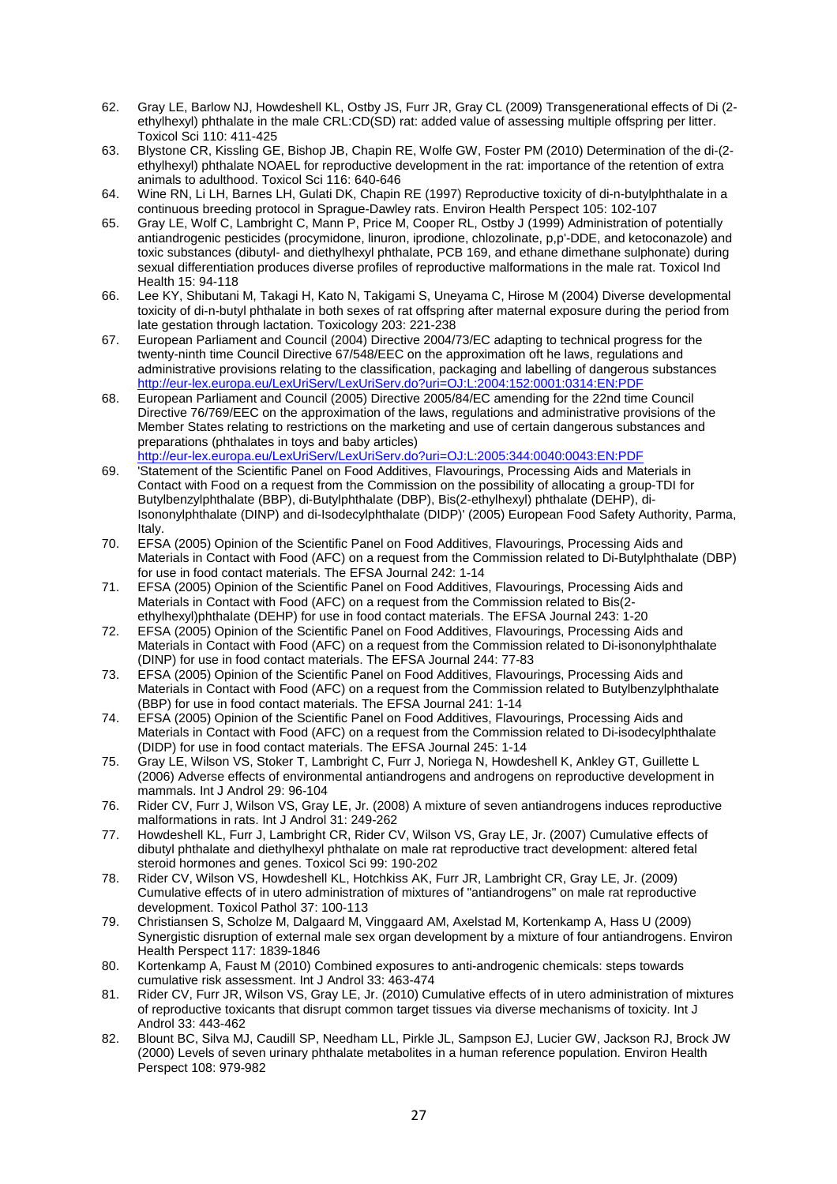62. Gray LE, Barlow NJ, Howdeshell KL, Ostby JS, Furr JR, Gray CL (2009) Transgenerational effects of Di (2-ethylhexyl) phthalate in the male CRL:CD(SD) rat: added value of assessing multiple offspring per litter. Toxicol Sci 110: 411-425
63. Blystone CR, Kissling GE, Bishop JB, Chapin RE, Wolfe GW, Foster PM (2010) Determination of the di-(2-ethylhexyl) phthalate NOAEL for reproductive development in the rat: importance of the retention of extra animals to adulthood. Toxicol Sci 116: 640-646
64. Wine RN, Li LH, Barnes LH, Gulati DK, Chapin RE (1997) Reproductive toxicity of di-n-butylphthalate in a continuous breeding protocol in Sprague-Dawley rats. Environ Health Perspect 105: 102-107
65. Gray LE, Wolf C, Lambright C, Mann P, Price M, Cooper RL, Ostby J (1999) Administration of potentially antiandrogenic pesticides (procymidone, linuron, iprodione, chlozolinate, p,p'-DDE, and ketoconazole) and toxic substances (dibutyl- and diethylhexyl phthalate, PCB 169, and ethane dimethane sulphonate) during sexual differentiation produces diverse profiles of reproductive malformations in the male rat. Toxicol Ind Health 15: 94-118
66. Lee KY, Shibutani M, Takagi H, Kato N, Takigami S, Uneyama C, Hirose M (2004) Diverse developmental toxicity of di-n-butyl phthalate in both sexes of rat offspring after maternal exposure during the period from late gestation through lactation. Toxicology 203: 221-238
67. European Parliament and Council (2004) Directive 2004/73/EC adapting to technical progress for the twenty-ninth time Council Directive 67/548/EEC on the approximation oft he laws, regulations and administrative provisions relating to the classification, packaging and labelling of dangerous substances http://eur-lex.europa.eu/LexUriServ/LexUriServ.do?uri=OJ:L:2004:152:0001:0314:EN:PDF
68. European Parliament and Council (2005) Directive 2005/84/EC amending for the 22nd time Council Directive 76/769/EEC on the approximation of the laws, regulations and administrative provisions of the Member States relating to restrictions on the marketing and use of certain dangerous substances and preparations (phthalates in toys and baby articles) http://eur-lex.europa.eu/LexUriServ/LexUriServ.do?uri=OJ:L:2005:344:0040:0043:EN:PDF
69. 'Statement of the Scientific Panel on Food Additives, Flavourings, Processing Aids and Materials in Contact with Food on a request from the Commission on the possibility of allocating a group-TDI for Butylbenzylphthalate (BBP), di-Butylphthalate (DBP), Bis(2-ethylhexyl) phthalate (DEHP), di-Isononylphthalate (DINP) and di-Isodecylphthalate (DIDP)' (2005) European Food Safety Authority, Parma, Italy.
70. EFSA (2005) Opinion of the Scientific Panel on Food Additives, Flavourings, Processing Aids and Materials in Contact with Food (AFC) on a request from the Commission related to Di-Butylphthalate (DBP) for use in food contact materials. The EFSA Journal 242: 1-14
71. EFSA (2005) Opinion of the Scientific Panel on Food Additives, Flavourings, Processing Aids and Materials in Contact with Food (AFC) on a request from the Commission related to Bis(2-ethylhexyl)phthalate (DEHP) for use in food contact materials. The EFSA Journal 243: 1-20
72. EFSA (2005) Opinion of the Scientific Panel on Food Additives, Flavourings, Processing Aids and Materials in Contact with Food (AFC) on a request from the Commission related to Di-isononylphthalate (DINP) for use in food contact materials. The EFSA Journal 244: 77-83
73. EFSA (2005) Opinion of the Scientific Panel on Food Additives, Flavourings, Processing Aids and Materials in Contact with Food (AFC) on a request from the Commission related to Butylbenzylphthalate (BBP) for use in food contact materials. The EFSA Journal 241: 1-14
74. EFSA (2005) Opinion of the Scientific Panel on Food Additives, Flavourings, Processing Aids and Materials in Contact with Food (AFC) on a request from the Commission related to Di-isodecylphthalate (DIDP) for use in food contact materials. The EFSA Journal 245: 1-14
75. Gray LE, Wilson VS, Stoker T, Lambright C, Furr J, Noriega N, Howdeshell K, Ankley GT, Guillette L (2006) Adverse effects of environmental antiandrogens and androgens on reproductive development in mammals. Int J Androl 29: 96-104
76. Rider CV, Furr J, Wilson VS, Gray LE, Jr. (2008) A mixture of seven antiandrogens induces reproductive malformations in rats. Int J Androl 31: 249-262
77. Howdeshell KL, Furr J, Lambright CR, Rider CV, Wilson VS, Gray LE, Jr. (2007) Cumulative effects of dibutyl phthalate and diethylhexyl phthalate on male rat reproductive tract development: altered fetal steroid hormones and genes. Toxicol Sci 99: 190-202
78. Rider CV, Wilson VS, Howdeshell KL, Hotchkiss AK, Furr JR, Lambright CR, Gray LE, Jr. (2009) Cumulative effects of in utero administration of mixtures of "antiandrogens" on male rat reproductive development. Toxicol Pathol 37: 100-113
79. Christiansen S, Scholze M, Dalgaard M, Vinggaard AM, Axelstad M, Kortenkamp A, Hass U (2009) Synergistic disruption of external male sex organ development by a mixture of four antiandrogens. Environ Health Perspect 117: 1839-1846
80. Kortenkamp A, Faust M (2010) Combined exposures to anti-androgenic chemicals: steps towards cumulative risk assessment. Int J Androl 33: 463-474
81. Rider CV, Furr JR, Wilson VS, Gray LE, Jr. (2010) Cumulative effects of in utero administration of mixtures of reproductive toxicants that disrupt common target tissues via diverse mechanisms of toxicity. Int J Androl 33: 443-462
82. Blount BC, Silva MJ, Caudill SP, Needham LL, Pirkle JL, Sampson EJ, Lucier GW, Jackson RJ, Brock JW (2000) Levels of seven urinary phthalate metabolites in a human reference population. Environ Health Perspect 108: 979-982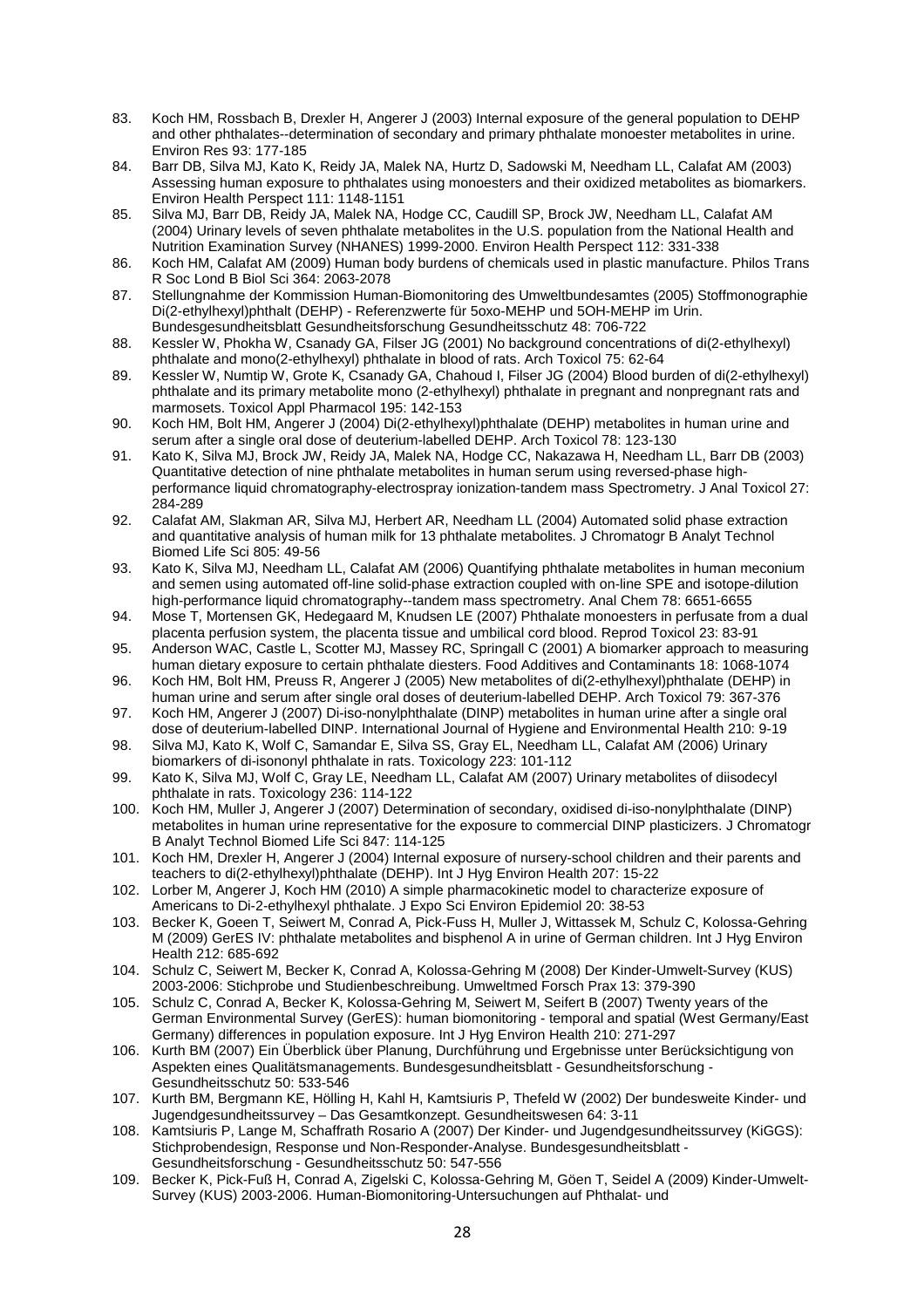83. Koch HM, Rossbach B, Drexler H, Angerer J (2003) Internal exposure of the general population to DEHP and other phthalates--determination of secondary and primary phthalate monoester metabolites in urine. Environ Res 93: 177-185
84. Barr DB, Silva MJ, Kato K, Reidy JA, Malek NA, Hurtz D, Sadowski M, Needham LL, Calafat AM (2003) Assessing human exposure to phthalates using monoesters and their oxidized metabolites as biomarkers. Environ Health Perspect 111: 1148-1151
85. Silva MJ, Barr DB, Reidy JA, Malek NA, Hodge CC, Caudill SP, Brock JW, Needham LL, Calafat AM (2004) Urinary levels of seven phthalate metabolites in the U.S. population from the National Health and Nutrition Examination Survey (NHANES) 1999-2000. Environ Health Perspect 112: 331-338
86. Koch HM, Calafat AM (2009) Human body burdens of chemicals used in plastic manufacture. Philos Trans R Soc Lond B Biol Sci 364: 2063-2078
87. Stellungnahme der Kommission Human-Biomonitoring des Umweltbundesamtes (2005) Stoffmonographie Di(2-ethylhexyl)phthalt (DEHP) - Referenzwerte für 5oxo-MEHP und 5OH-MEHP im Urin. Bundesgesundheitsblatt Gesundheitsforschung Gesundheitsschutz 48: 706-722
88. Kessler W, Phokha W, Csanady GA, Filser JG (2001) No background concentrations of di(2-ethylhexyl) phthalate and mono(2-ethylhexyl) phthalate in blood of rats. Arch Toxicol 75: 62-64
89. Kessler W, Numtip W, Grote K, Csanady GA, Chahoud I, Filser JG (2004) Blood burden of di(2-ethylhexyl) phthalate and its primary metabolite mono (2-ethylhexyl) phthalate in pregnant and nonpregnant rats and marmosets. Toxicol Appl Pharmacol 195: 142-153
90. Koch HM, Bolt HM, Angerer J (2004) Di(2-ethylhexyl)phthalate (DEHP) metabolites in human urine and serum after a single oral dose of deuterium-labelled DEHP. Arch Toxicol 78: 123-130
91. Kato K, Silva MJ, Brock JW, Reidy JA, Malek NA, Hodge CC, Nakazawa H, Needham LL, Barr DB (2003) Quantitative detection of nine phthalate metabolites in human serum using reversed-phase high-performance liquid chromatography-electrospray ionization-tandem mass Spectrometry. J Anal Toxicol 27: 284-289
92. Calafat AM, Slakman AR, Silva MJ, Herbert AR, Needham LL (2004) Automated solid phase extraction and quantitative analysis of human milk for 13 phthalate metabolites. J Chromatogr B Analyt Technol Biomed Life Sci 805: 49-56
93. Kato K, Silva MJ, Needham LL, Calafat AM (2006) Quantifying phthalate metabolites in human meconium and semen using automated off-line solid-phase extraction coupled with on-line SPE and isotope-dilution high-performance liquid chromatography--tandem mass spectrometry. Anal Chem 78: 6651-6655
94. Mose T, Mortensen GK, Hedegaard M, Knudsen LE (2007) Phthalate monoesters in perfusate from a dual placenta perfusion system, the placenta tissue and umbilical cord blood. Reprod Toxicol 23: 83-91
95. Anderson WAC, Castle L, Scotter MJ, Massey RC, Springall C (2001) A biomarker approach to measuring human dietary exposure to certain phthalate diesters. Food Additives and Contaminants 18: 1068-1074
96. Koch HM, Bolt HM, Preuss R, Angerer J (2005) New metabolites of di(2-ethylhexyl)phthalate (DEHP) in human urine and serum after single oral doses of deuterium-labelled DEHP. Arch Toxicol 79: 367-376
97. Koch HM, Angerer J (2007) Di-iso-nonylphthalate (DINP) metabolites in human urine after a single oral dose of deuterium-labelled DINP. International Journal of Hygiene and Environmental Health 210: 9-19
98. Silva MJ, Kato K, Wolf C, Samandar E, Silva SS, Gray EL, Needham LL, Calafat AM (2006) Urinary biomarkers of di-isononyl phthalate in rats. Toxicology 223: 101-112
99. Kato K, Silva MJ, Wolf C, Gray LE, Needham LL, Calafat AM (2007) Urinary metabolites of diisodecyl phthalate in rats. Toxicology 236: 114-122
100. Koch HM, Muller J, Angerer J (2007) Determination of secondary, oxidised di-iso-nonylphthalate (DINP) metabolites in human urine representative for the exposure to commercial DINP plasticizers. J Chromatogr B Analyt Technol Biomed Life Sci 847: 114-125
101. Koch HM, Drexler H, Angerer J (2004) Internal exposure of nursery-school children and their parents and teachers to di(2-ethylhexyl)phthalate (DEHP). Int J Hyg Environ Health 207: 15-22
102. Lorber M, Angerer J, Koch HM (2010) A simple pharmacokinetic model to characterize exposure of Americans to Di-2-ethylhexyl phthalate. J Expo Sci Environ Epidemiol 20: 38-53
103. Becker K, Goeen T, Seiwert M, Conrad A, Pick-Fuss H, Muller J, Wittassek M, Schulz C, Kolossa-Gehring M (2009) GerES IV: phthalate metabolites and bisphenol A in urine of German children. Int J Hyg Environ Health 212: 685-692
104. Schulz C, Seiwert M, Becker K, Conrad A, Kolossa-Gehring M (2008) Der Kinder-Umwelt-Survey (KUS) 2003-2006: Stichprobe und Studienbeschreibung. Umweltmed Forsch Prax 13: 379-390
105. Schulz C, Conrad A, Becker K, Kolossa-Gehring M, Seiwert M, Seifert B (2007) Twenty years of the German Environmental Survey (GerES): human biomonitoring - temporal and spatial (West Germany/East Germany) differences in population exposure. Int J Hyg Environ Health 210: 271-297
106. Kurth BM (2007) Ein Überblick über Planung, Durchführung und Ergebnisse unter Berücksichtigung von Aspekten eines Qualitätsmanagements. Bundesgesundheitsblatt - Gesundheitsforschung - Gesundheitsschutz 50: 533-546
107. Kurth BM, Bergmann KE, Hölling H, Kahl H, Kamtsiuris P, Thefeld W (2002) Der bundesweite Kinder- und Jugendgesundheitssurvey – Das Gesamtkonzept. Gesundheitswesen 64: 3-11
108. Kamtsiuris P, Lange M, Schaffrath Rosario A (2007) Der Kinder- und Jugendgesundheitssurvey (KiGGS): Stichprobendesign, Response und Non-Responder-Analyse. Bundesgesundheitsblatt - Gesundheitsforschung - Gesundheitsschutz 50: 547-556
109. Becker K, Pick-Fuß H, Conrad A, Zigelski C, Kolossa-Gehring M, Göen T, Seidel A (2009) Kinder-Umwelt-Survey (KUS) 2003-2006. Human-Biomonitoring-Untersuchungen auf Phthalat- und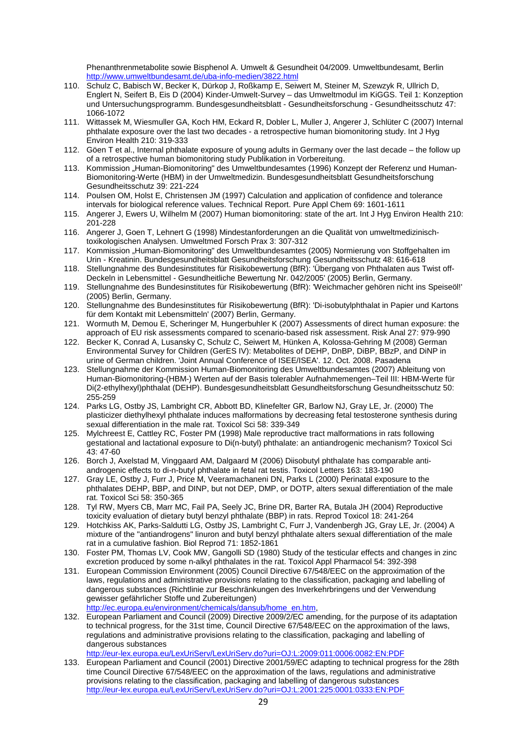Phenanthrenmetabolite sowie Bisphenol A. Umwelt & Gesundheit 04/2009. Umweltbundesamt, Berlin http://www.umweltbundesamt.de/uba-info-medien/3822.html

110. Schulz C, Babisch W, Becker K, Dürkop J, Roßkamp E, Seiwert M, Steiner M, Szewzyk R, Ullrich D, Englert N, Seifert B, Eis D (2004) Kinder-Umwelt-Survey – das Umweltmodul im KiGGS. Teil 1: Konzeption und Untersuchungsprogramm. Bundesgesundheitsblatt - Gesundheitsforschung - Gesundheitsschutz 47: 1066-1072
111. Wittassek M, Wiesmuller GA, Koch HM, Eckard R, Dobler L, Muller J, Angerer J, Schlüter C (2007) Internal phthalate exposure over the last two decades - a retrospective human biomonitoring study. Int J Hyg Environ Health 210: 319-333
112. Göen T et al., Internal phthalate exposure of young adults in Germany over the last decade – the follow up of a retrospective human biomonitoring study Publikation in Vorbereitung.
113. Kommission „Human-Biomonitoring" des Umweltbundesamtes (1996) Konzept der Referenz und Human-Biomonitoring-Werte (HBM) in der Umweltmedizin. Bundesgesundheitsblatt Gesundheitsforschung Gesundheitsschutz 39: 221-224
114. Poulsen OM, Holst E, Christensen JM (1997) Calculation and application of confidence and tolerance intervals for biological reference values. Technical Report. Pure Appl Chem 69: 1601-1611
115. Angerer J, Ewers U, Wilhelm M (2007) Human biomonitoring: state of the art. Int J Hyg Environ Health 210: 201-228
116. Angerer J, Goen T, Lehnert G (1998) Mindestanforderungen an die Qualität von umweltmedizinisch-toxikologischen Analysen. Umweltmed Forsch Prax 3: 307-312
117. Kommission „Human-Biomonitoring" des Umweltbundesamtes (2005) Normierung von Stoffgehalten im Urin - Kreatinin. Bundesgesundheitsblatt Gesundheitsforschung Gesundheitsschutz 48: 616-618
118. Stellungnahme des Bundesinstitutes für Risikobewertung (BfR): 'Übergang von Phthalaten aus Twist off-Deckeln in Lebensmittel - Gesundheitliche Bewertung Nr. 042/2005' (2005) Berlin, Germany.
119. Stellungnahme des Bundesinstitutes für Risikobewertung (BfR): 'Weichmacher gehören nicht ins Speiseöl!' (2005) Berlin, Germany.
120. Stellungnahme des Bundesinstitutes für Risikobewertung (BfR): 'Di-isobutylphthalat in Papier und Kartons für dem Kontakt mit Lebensmitteln' (2007) Berlin, Germany.
121. Wormuth M, Demou E, Scheringer M, Hungerbuhler K (2007) Assessments of direct human exposure: the approach of EU risk assessments compared to scenario-based risk assessment. Risk Anal 27: 979-990
122. Becker K, Conrad A, Lusansky C, Schulz C, Seiwert M, Hünken A, Kolossa-Gehring M (2008) German Environmental Survey for Children (GerES IV): Metabolites of DEHP, DnBP, DiBP, BBzP, and DiNP in urine of German children. 'Joint Annual Conference of ISEE/ISEA'. 12. Oct. 2008. Pasadena
123. Stellungnahme der Kommission Human-Biomonitoring des Umweltbundesamtes (2007) Ableitung von Human-Biomonitoring-(HBM-) Werten auf der Basis tolerabler Aufnahmemengen–Teil III: HBM-Werte für Di(2-ethylhexyl)phthalat (DEHP). Bundesgesundheitsblatt Gesundheitsforschung Gesundheitsschutz 50: 255-259
124. Parks LG, Ostby JS, Lambright CR, Abbott BD, Klinefelter GR, Barlow NJ, Gray LE, Jr. (2000) The plasticizer diethylhexyl phthalate induces malformations by decreasing fetal testosterone synthesis during sexual differentiation in the male rat. Toxicol Sci 58: 339-349
125. Mylchreest E, Cattley RC, Foster PM (1998) Male reproductive tract malformations in rats following gestational and lactational exposure to Di(n-butyl) phthalate: an antiandrogenic mechanism? Toxicol Sci 43: 47-60
126. Borch J, Axelstad M, Vinggaard AM, Dalgaard M (2006) Diisobutyl phthalate has comparable anti-androgenic effects to di-n-butyl phthalate in fetal rat testis. Toxicol Letters 163: 183-190
127. Gray LE, Ostby J, Furr J, Price M, Veeramachaneni DN, Parks L (2000) Perinatal exposure to the phthalates DEHP, BBP, and DINP, but not DEP, DMP, or DOTP, alters sexual differentiation of the male rat. Toxicol Sci 58: 350-365
128. Tyl RW, Myers CB, Marr MC, Fail PA, Seely JC, Brine DR, Barter RA, Butala JH (2004) Reproductive toxicity evaluation of dietary butyl benzyl phthalate (BBP) in rats. Reprod Toxicol 18: 241-264
129. Hotchkiss AK, Parks-Saldutti LG, Ostby JS, Lambright C, Furr J, Vandenbergh JG, Gray LE, Jr. (2004) A mixture of the "antiandrogens" linuron and butyl benzyl phthalate alters sexual differentiation of the male rat in a cumulative fashion. Biol Reprod 71: 1852-1861
130. Foster PM, Thomas LV, Cook MW, Gangolli SD (1980) Study of the testicular effects and changes in zinc excretion produced by some n-alkyl phthalates in the rat. Toxicol Appl Pharmacol 54: 392-398
131. European Commission Environment (2005) Council Directive 67/548/EEC on the approximation of the laws, regulations and administrative provisions relating to the classification, packaging and labelling of dangerous substances (Richtlinie zur Beschränkungen des Inverkehrbringens und der Verwendung gewisser gefährlicher Stoffe und Zubereitungen) http://ec.europa.eu/environment/chemicals/dansub/home_en.htm,
132. European Parliament and Council (2009) Directive 2009/2/EC amending, for the purpose of its adaptation to technical progress, for the 31st time, Council Directive 67/548/EEC on the approximation of the laws, regulations and administrative provisions relating to the classification, packaging and labelling of dangerous substances http://eur-lex.europa.eu/LexUriServ/LexUriServ.do?uri=OJ:L:2009:011:0006:0082:EN:PDF
133. European Parliament and Council (2001) Directive 2001/59/EC adapting to technical progress for the 28th time Council Directive 67/548/EEC on the approximation of the laws, regulations and administrative provisions relating to the classification, packaging and labelling of dangerous substances http://eur-lex.europa.eu/LexUriServ/LexUriServ.do?uri=OJ:L:2001:225:0001:0333:EN:PDF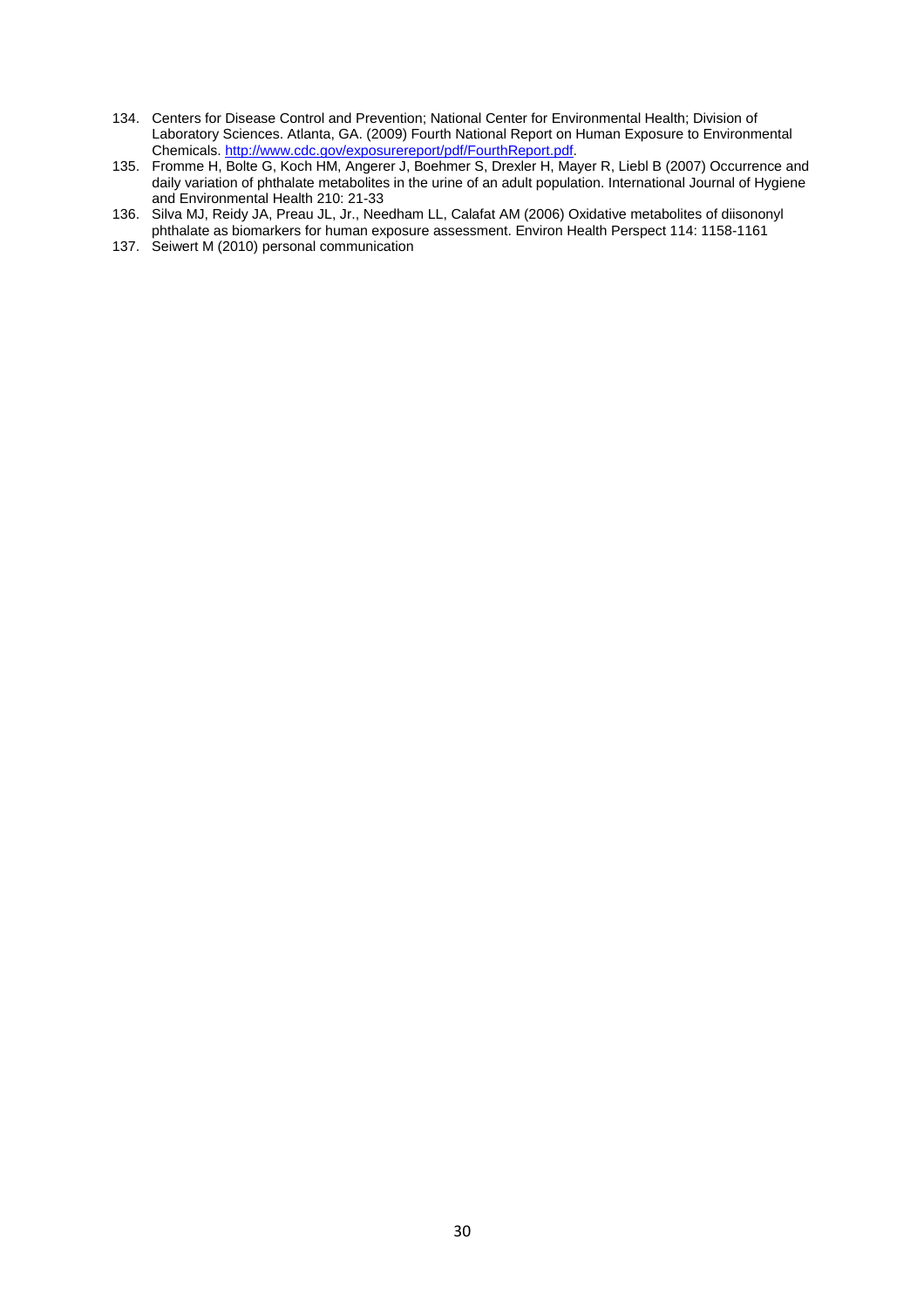134. Centers for Disease Control and Prevention; National Center for Environmental Health; Division of Laboratory Sciences. Atlanta, GA. (2009) Fourth National Report on Human Exposure to Environmental Chemicals. http://www.cdc.gov/exposurereport/pdf/FourthReport.pdf.
135. Fromme H, Bolte G, Koch HM, Angerer J, Boehmer S, Drexler H, Mayer R, Liebl B (2007) Occurrence and daily variation of phthalate metabolites in the urine of an adult population. International Journal of Hygiene and Environmental Health 210: 21-33
136. Silva MJ, Reidy JA, Preau JL, Jr., Needham LL, Calafat AM (2006) Oxidative metabolites of diisononyl phthalate as biomarkers for human exposure assessment. Environ Health Perspect 114: 1158-1161
137. Seiwert M (2010) personal communication